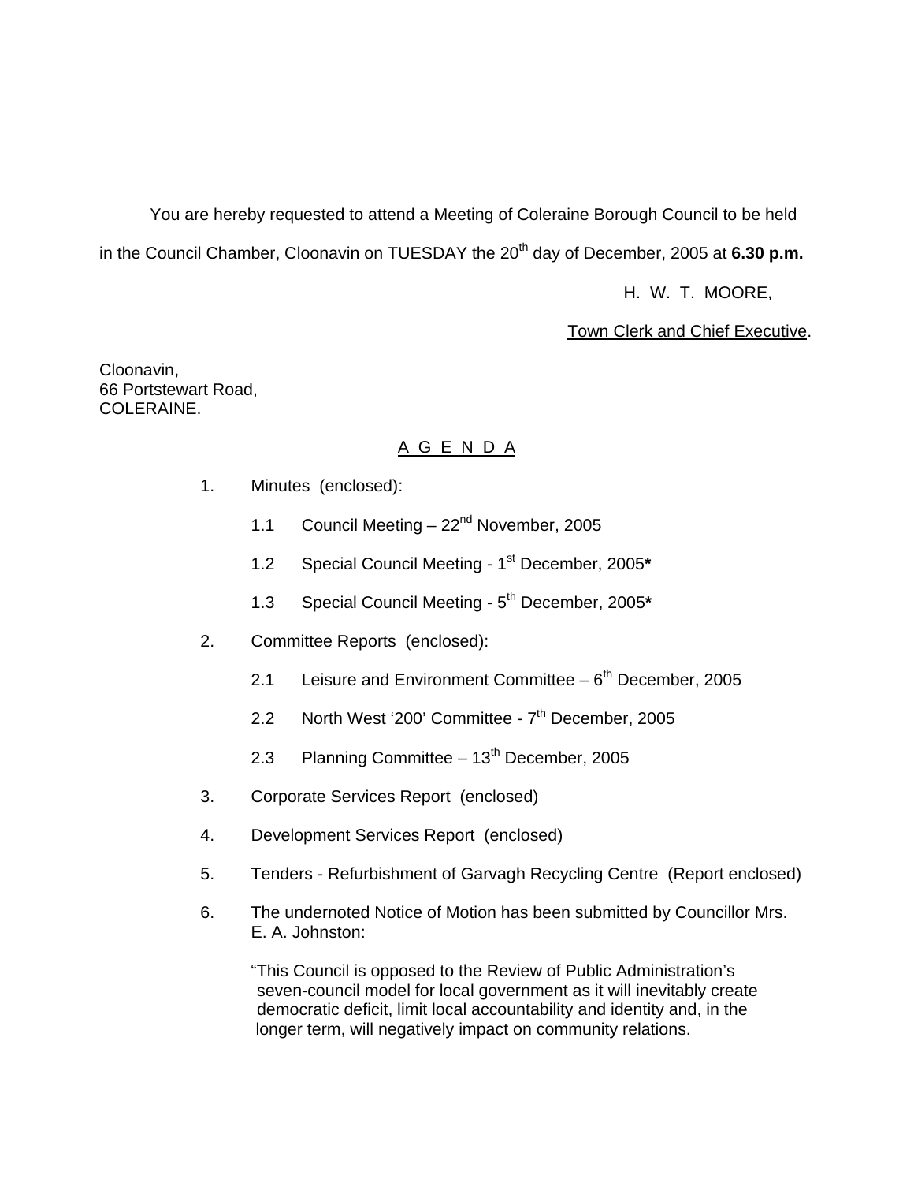You are hereby requested to attend a Meeting of Coleraine Borough Council to be held in the Council Chamber, Cloonavin on TUESDAY the 20th day of December, 2005 at **6.30 p.m.**

H. W. T. MOORE,

Town Clerk and Chief Executive.

Cloonavin,
66 Portstewart Road,
COLERAINE.

## A G E N D A

1. Minutes (enclosed):

   1.1 Council Meeting – 22nd November, 2005

   1.2 Special Council Meeting - 1st December, 2005**\***

   1.3 Special Council Meeting - 5th December, 2005**\***

2. Committee Reports (enclosed):

   2.1 Leisure and Environment Committee – 6th December, 2005

   2.2 North West '200' Committee - 7th December, 2005

   2.3 Planning Committee – 13th December, 2005

3. Corporate Services Report (enclosed)

4. Development Services Report (enclosed)

5. Tenders - Refurbishment of Garvagh Recycling Centre (Report enclosed)

6. The undernoted Notice of Motion has been submitted by Councillor Mrs. E. A. Johnston:

   "This Council is opposed to the Review of Public Administration's seven-council model for local government as it will inevitably create democratic deficit, limit local accountability and identity and, in the longer term, will negatively impact on community relations.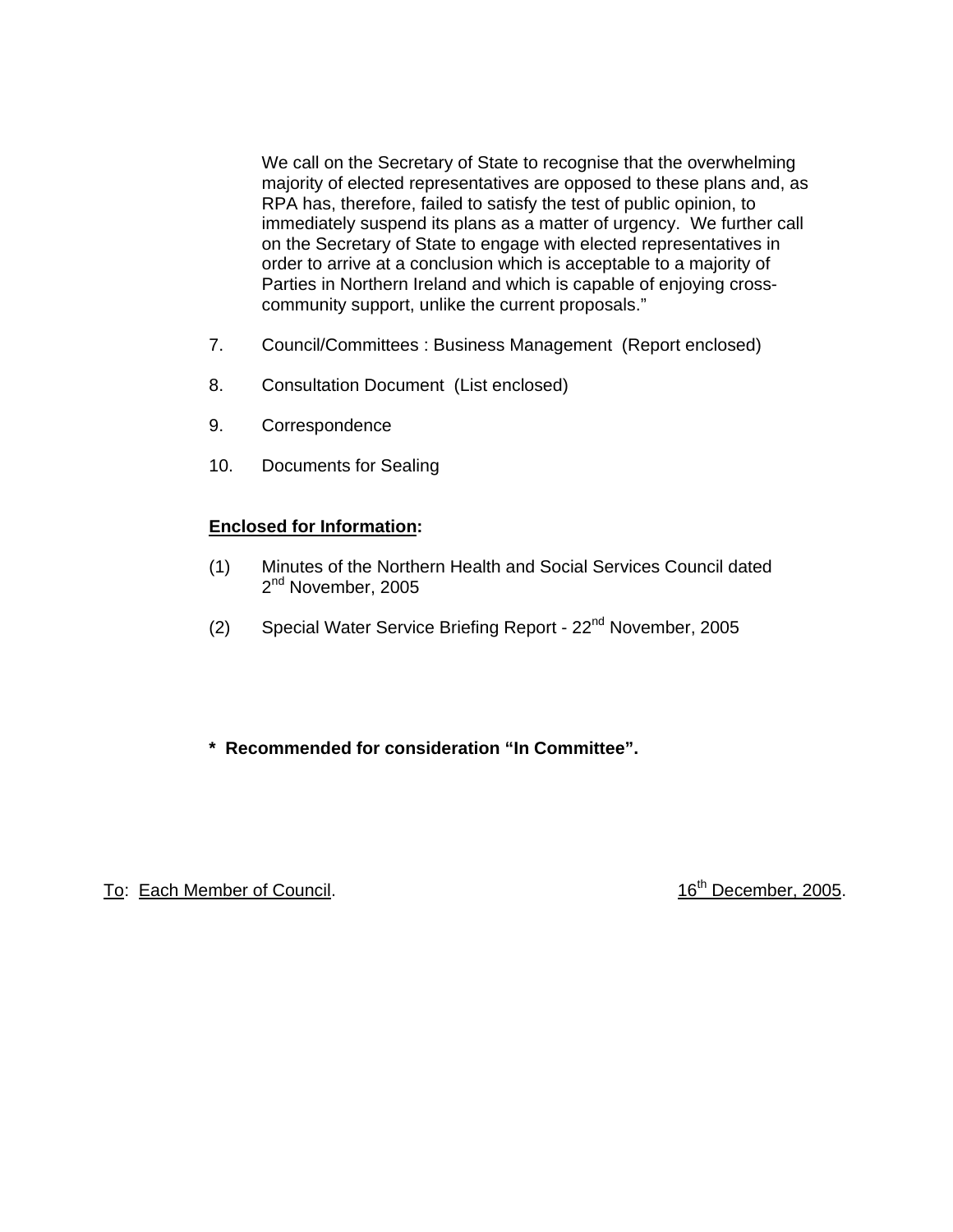We call on the Secretary of State to recognise that the overwhelming majority of elected representatives are opposed to these plans and, as RPA has, therefore, failed to satisfy the test of public opinion, to immediately suspend its plans as a matter of urgency. We further call on the Secretary of State to engage with elected representatives in order to arrive at a conclusion which is acceptable to a majority of Parties in Northern Ireland and which is capable of enjoying cross-community support, unlike the current proposals."

7. Council/Committees : Business Management (Report enclosed)

8. Consultation Document (List enclosed)

9. Correspondence

10. Documents for Sealing

**Enclosed for Information:**

(1) Minutes of the Northern Health and Social Services Council dated 2nd November, 2005

(2) Special Water Service Briefing Report - 22nd November, 2005

**\* Recommended for consideration "In Committee".**

To: Each Member of Council. 16th December, 2005.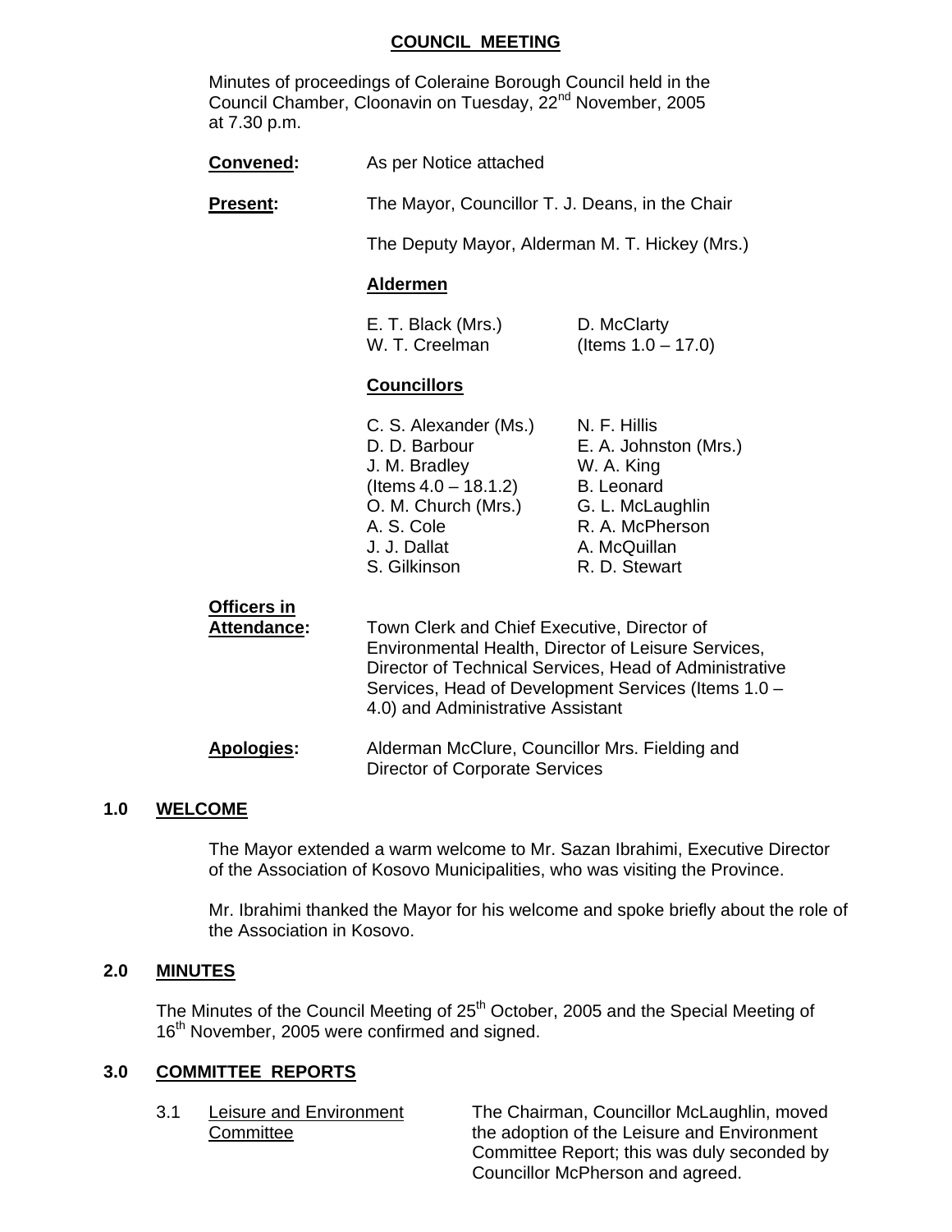# COUNCIL MEETING

Minutes of proceedings of Coleraine Borough Council held in the Council Chamber, Cloonavin on Tuesday, 22nd November, 2005 at 7.30 p.m.

**Convened:** As per Notice attached

**Present:** The Mayor, Councillor T. J. Deans, in the Chair

The Deputy Mayor, Alderman M. T. Hickey (Mrs.)

**Aldermen**

E. T. Black (Mrs.)
W. T. Creelman
D. McClarty (Items 1.0 – 17.0)

**Councillors**

C. S. Alexander (Ms.)
D. D. Barbour
J. M. Bradley (Items 4.0 – 18.1.2)
O. M. Church (Mrs.)
A. S. Cole
J. J. Dallat
S. Gilkinson
N. F. Hillis
E. A. Johnston (Mrs.)
W. A. King
B. Leonard
G. L. McLaughlin
R. A. McPherson
A. McQuillan
R. D. Stewart

**Officers in Attendance:** Town Clerk and Chief Executive, Director of Environmental Health, Director of Leisure Services, Director of Technical Services, Head of Administrative Services, Head of Development Services (Items 1.0 – 4.0) and Administrative Assistant

**Apologies:** Alderman McClure, Councillor Mrs. Fielding and Director of Corporate Services

## 1.0 WELCOME

The Mayor extended a warm welcome to Mr. Sazan Ibrahimi, Executive Director of the Association of Kosovo Municipalities, who was visiting the Province.

Mr. Ibrahimi thanked the Mayor for his welcome and spoke briefly about the role of the Association in Kosovo.

## 2.0 MINUTES

The Minutes of the Council Meeting of 25th October, 2005 and the Special Meeting of 16th November, 2005 were confirmed and signed.

## 3.0 COMMITTEE REPORTS

3.1 Leisure and Environment Committee

The Chairman, Councillor McLaughlin, moved the adoption of the Leisure and Environment Committee Report; this was duly seconded by Councillor McPherson and agreed.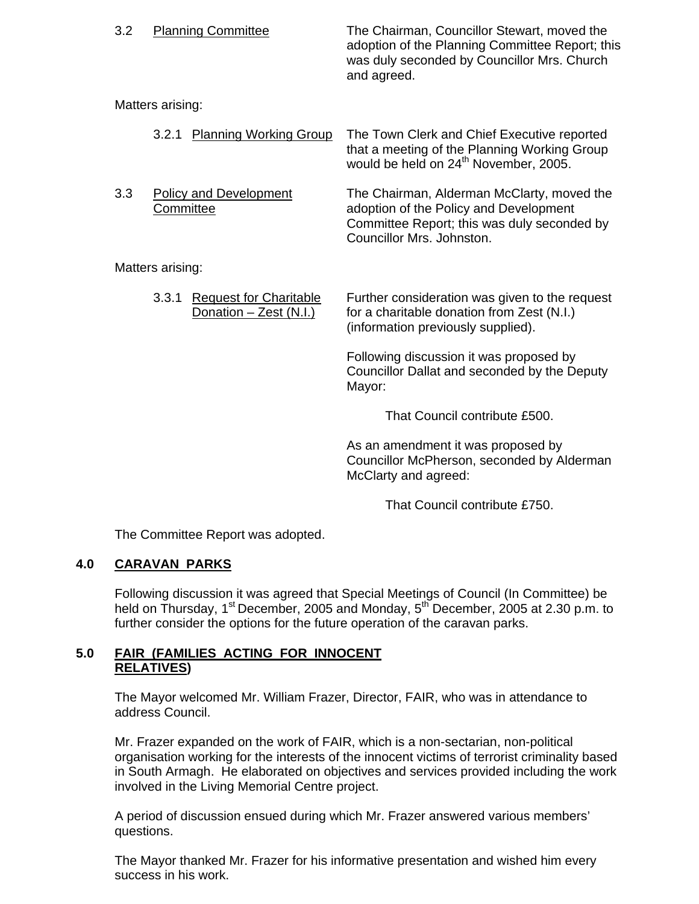3.2 Planning Committee

The Chairman, Councillor Stewart, moved the adoption of the Planning Committee Report; this was duly seconded by Councillor Mrs. Church and agreed.

Matters arising:

3.2.1 Planning Working Group

The Town Clerk and Chief Executive reported that a meeting of the Planning Working Group would be held on 24th November, 2005.

3.3 Policy and Development Committee

The Chairman, Alderman McClarty, moved the adoption of the Policy and Development Committee Report; this was duly seconded by Councillor Mrs. Johnston.

Matters arising:

3.3.1 Request for Charitable Donation – Zest (N.I.)

Further consideration was given to the request for a charitable donation from Zest (N.I.) (information previously supplied).

Following discussion it was proposed by Councillor Dallat and seconded by the Deputy Mayor:

That Council contribute £500.

As an amendment it was proposed by Councillor McPherson, seconded by Alderman McClarty and agreed:

That Council contribute £750.

The Committee Report was adopted.

## 4.0 CARAVAN PARKS

Following discussion it was agreed that Special Meetings of Council (In Committee) be held on Thursday, 1st December, 2005 and Monday, 5th December, 2005 at 2.30 p.m. to further consider the options for the future operation of the caravan parks.

## 5.0 FAIR (FAMILIES ACTING FOR INNOCENT RELATIVES)

The Mayor welcomed Mr. William Frazer, Director, FAIR, who was in attendance to address Council.

Mr. Frazer expanded on the work of FAIR, which is a non-sectarian, non-political organisation working for the interests of the innocent victims of terrorist criminality based in South Armagh. He elaborated on objectives and services provided including the work involved in the Living Memorial Centre project.

A period of discussion ensued during which Mr. Frazer answered various members' questions.

The Mayor thanked Mr. Frazer for his informative presentation and wished him every success in his work.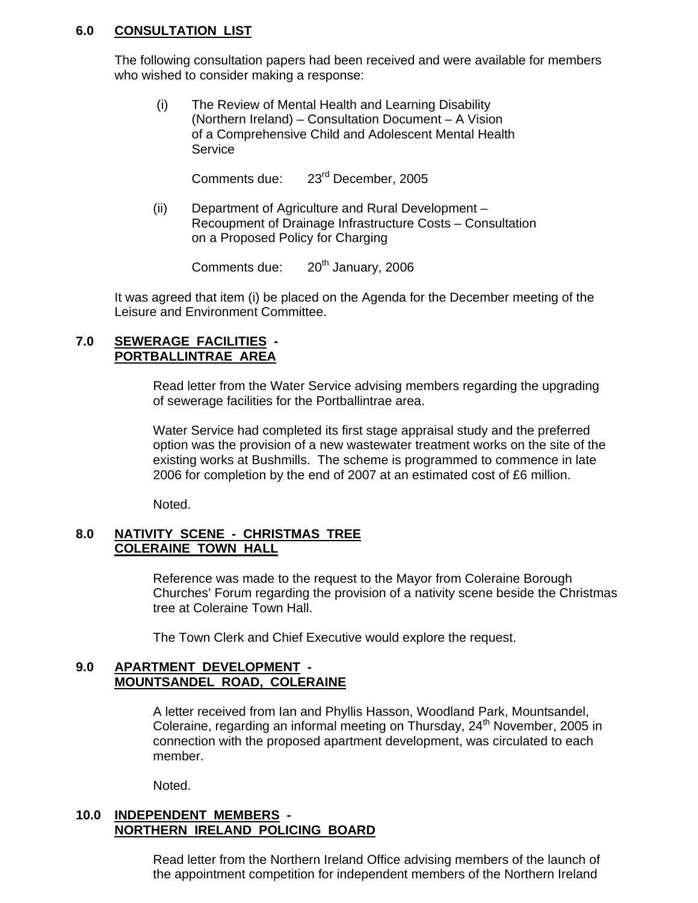## 6.0 CONSULTATION LIST

The following consultation papers had been received and were available for members who wished to consider making a response:

(i) The Review of Mental Health and Learning Disability (Northern Ireland) – Consultation Document – A Vision of a Comprehensive Child and Adolescent Mental Health Service

Comments due: 23rd December, 2005

(ii) Department of Agriculture and Rural Development – Recoupment of Drainage Infrastructure Costs – Consultation on a Proposed Policy for Charging

Comments due: 20th January, 2006

It was agreed that item (i) be placed on the Agenda for the December meeting of the Leisure and Environment Committee.

## 7.0 SEWERAGE FACILITIES - PORTBALLINTRAE AREA

Read letter from the Water Service advising members regarding the upgrading of sewerage facilities for the Portballintrae area.

Water Service had completed its first stage appraisal study and the preferred option was the provision of a new wastewater treatment works on the site of the existing works at Bushmills. The scheme is programmed to commence in late 2006 for completion by the end of 2007 at an estimated cost of £6 million.

Noted.

## 8.0 NATIVITY SCENE - CHRISTMAS TREE COLERAINE TOWN HALL

Reference was made to the request to the Mayor from Coleraine Borough Churches' Forum regarding the provision of a nativity scene beside the Christmas tree at Coleraine Town Hall.

The Town Clerk and Chief Executive would explore the request.

## 9.0 APARTMENT DEVELOPMENT - MOUNTSANDEL ROAD, COLERAINE

A letter received from Ian and Phyllis Hasson, Woodland Park, Mountsandel, Coleraine, regarding an informal meeting on Thursday, 24th November, 2005 in connection with the proposed apartment development, was circulated to each member.

Noted.

## 10.0 INDEPENDENT MEMBERS - NORTHERN IRELAND POLICING BOARD

Read letter from the Northern Ireland Office advising members of the launch of the appointment competition for independent members of the Northern Ireland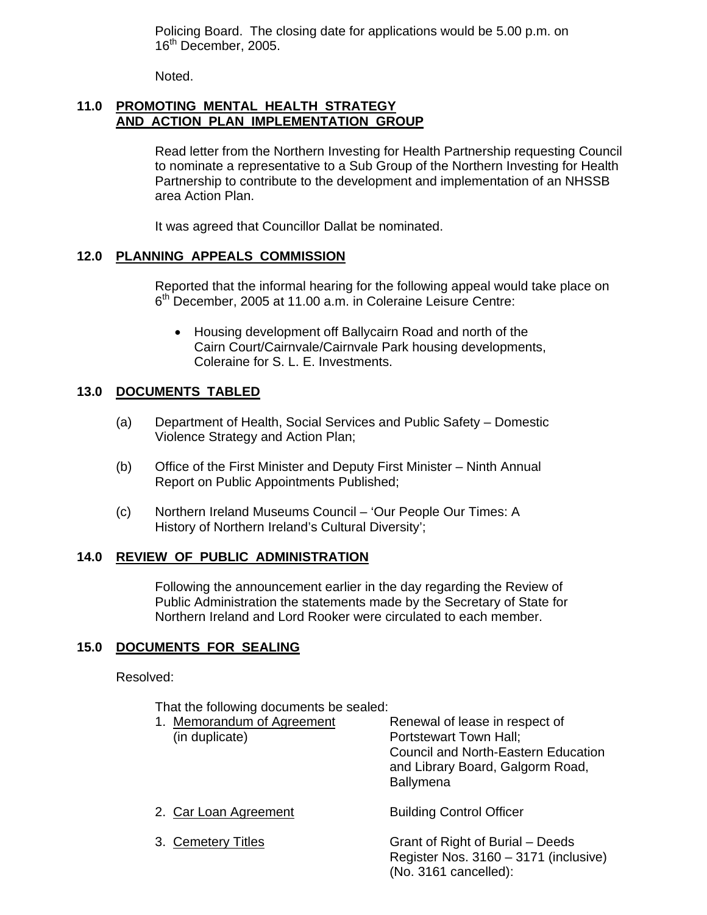Policing Board. The closing date for applications would be 5.00 p.m. on 16th December, 2005.

Noted.

## 11.0 PROMOTING MENTAL HEALTH STRATEGY AND ACTION PLAN IMPLEMENTATION GROUP

Read letter from the Northern Investing for Health Partnership requesting Council to nominate a representative to a Sub Group of the Northern Investing for Health Partnership to contribute to the development and implementation of an NHSSB area Action Plan.

It was agreed that Councillor Dallat be nominated.

## 12.0 PLANNING APPEALS COMMISSION

Reported that the informal hearing for the following appeal would take place on 6th December, 2005 at 11.00 a.m. in Coleraine Leisure Centre:

- Housing development off Ballycairn Road and north of the Cairn Court/Cairnvale/Cairnvale Park housing developments, Coleraine for S. L. E. Investments.

## 13.0 DOCUMENTS TABLED

(a) Department of Health, Social Services and Public Safety – Domestic Violence Strategy and Action Plan;

(b) Office of the First Minister and Deputy First Minister – Ninth Annual Report on Public Appointments Published;

(c) Northern Ireland Museums Council – 'Our People Our Times: A History of Northern Ireland's Cultural Diversity';

## 14.0 REVIEW OF PUBLIC ADMINISTRATION

Following the announcement earlier in the day regarding the Review of Public Administration the statements made by the Secretary of State for Northern Ireland and Lord Rooker were circulated to each member.

## 15.0 DOCUMENTS FOR SEALING

Resolved:

That the following documents be sealed:

| | |
|---|---|
| 1. Memorandum of Agreement (in duplicate) | Renewal of lease in respect of Portstewart Town Hall; Council and North-Eastern Education and Library Board, Galgorm Road, Ballymena |
| 2. Car Loan Agreement | Building Control Officer |
| 3. Cemetery Titles | Grant of Right of Burial – Deeds Register Nos. 3160 – 3171 (inclusive) (No. 3161 cancelled): |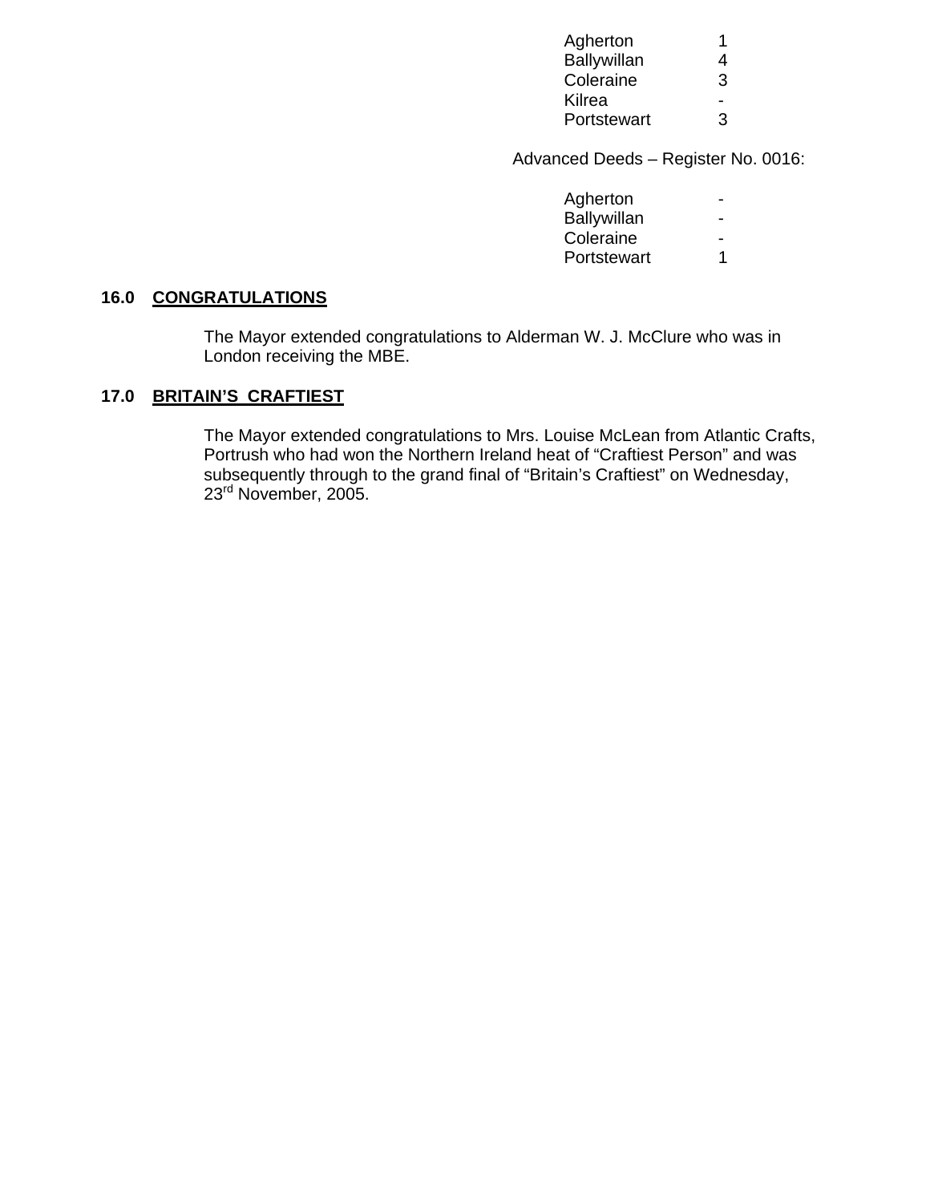| | |
|---|---|
| Agherton | 1 |
| Ballywillan | 4 |
| Coleraine | 3 |
| Kilrea | - |
| Portstewart | 3 |

Advanced Deeds – Register No. 0016:

| | |
|---|---|
| Agherton | - |
| Ballywillan | - |
| Coleraine | - |
| Portstewart | 1 |

## 16.0 CONGRATULATIONS

The Mayor extended congratulations to Alderman W. J. McClure who was in London receiving the MBE.

## 17.0 BRITAIN'S CRAFTIEST

The Mayor extended congratulations to Mrs. Louise McLean from Atlantic Crafts, Portrush who had won the Northern Ireland heat of "Craftiest Person" and was subsequently through to the grand final of "Britain's Craftiest" on Wednesday, 23rd November, 2005.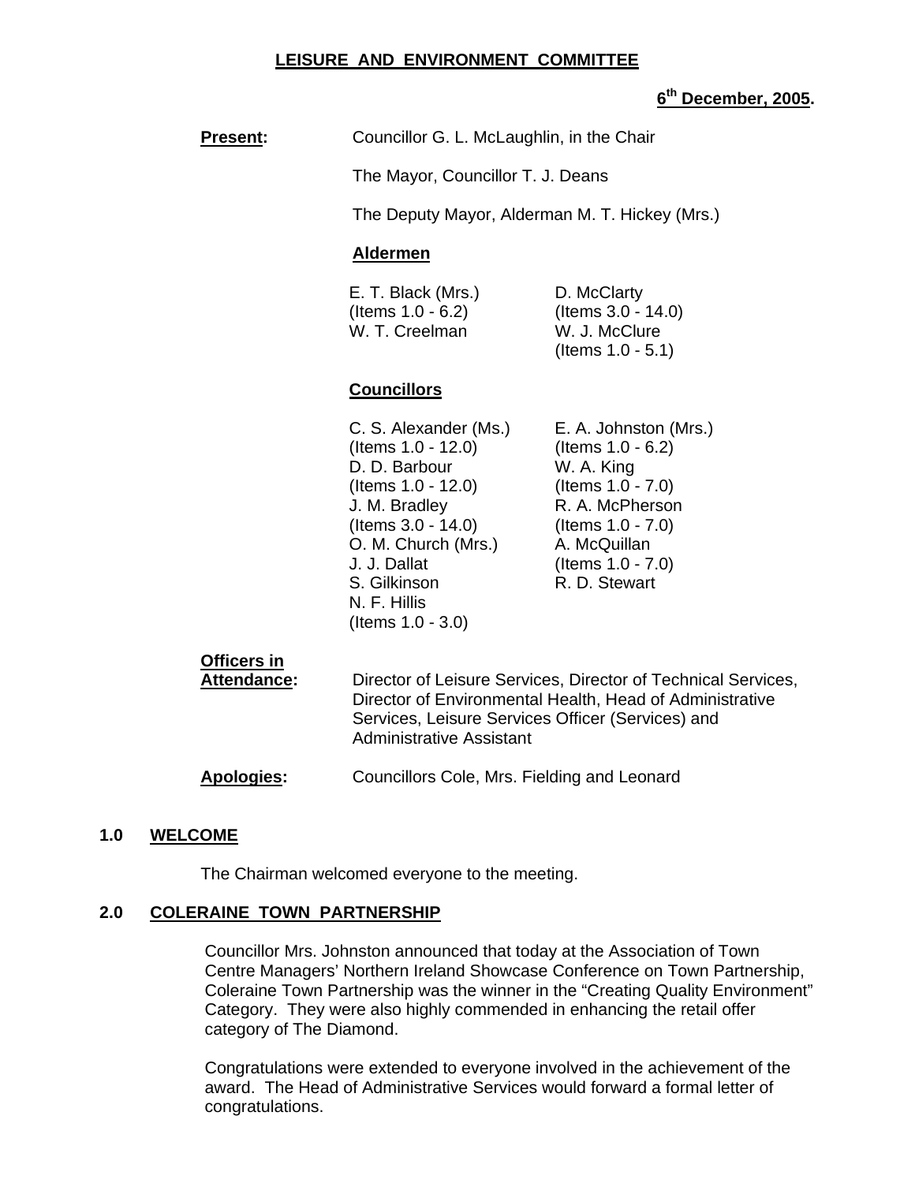**LEISURE AND ENVIRONMENT COMMITTEE**

**6th December, 2005.**

**Present:** Councillor G. L. McLaughlin, in the Chair

The Mayor, Councillor T. J. Deans

The Deputy Mayor, Alderman M. T. Hickey (Mrs.)

**Aldermen**

E. T. Black (Mrs.) (Items 1.0 - 6.2)
W. T. Creelman
D. McClarty (Items 3.0 - 14.0)
W. J. McClure (Items 1.0 - 5.1)

**Councillors**

C. S. Alexander (Ms.) (Items 1.0 - 12.0)
D. D. Barbour (Items 1.0 - 12.0)
J. M. Bradley (Items 3.0 - 14.0)
O. M. Church (Mrs.)
J. J. Dallat
S. Gilkinson
N. F. Hillis (Items 1.0 - 3.0)
E. A. Johnston (Mrs.) (Items 1.0 - 6.2)
W. A. King (Items 1.0 - 7.0)
R. A. McPherson (Items 1.0 - 7.0)
A. McQuillan (Items 1.0 - 7.0)
R. D. Stewart

**Officers in Attendance:** Director of Leisure Services, Director of Technical Services, Director of Environmental Health, Head of Administrative Services, Leisure Services Officer (Services) and Administrative Assistant

**Apologies:** Councillors Cole, Mrs. Fielding and Leonard

## 1.0 WELCOME

The Chairman welcomed everyone to the meeting.

## 2.0 COLERAINE TOWN PARTNERSHIP

Councillor Mrs. Johnston announced that today at the Association of Town Centre Managers' Northern Ireland Showcase Conference on Town Partnership, Coleraine Town Partnership was the winner in the "Creating Quality Environment" Category. They were also highly commended in enhancing the retail offer category of The Diamond.

Congratulations were extended to everyone involved in the achievement of the award. The Head of Administrative Services would forward a formal letter of congratulations.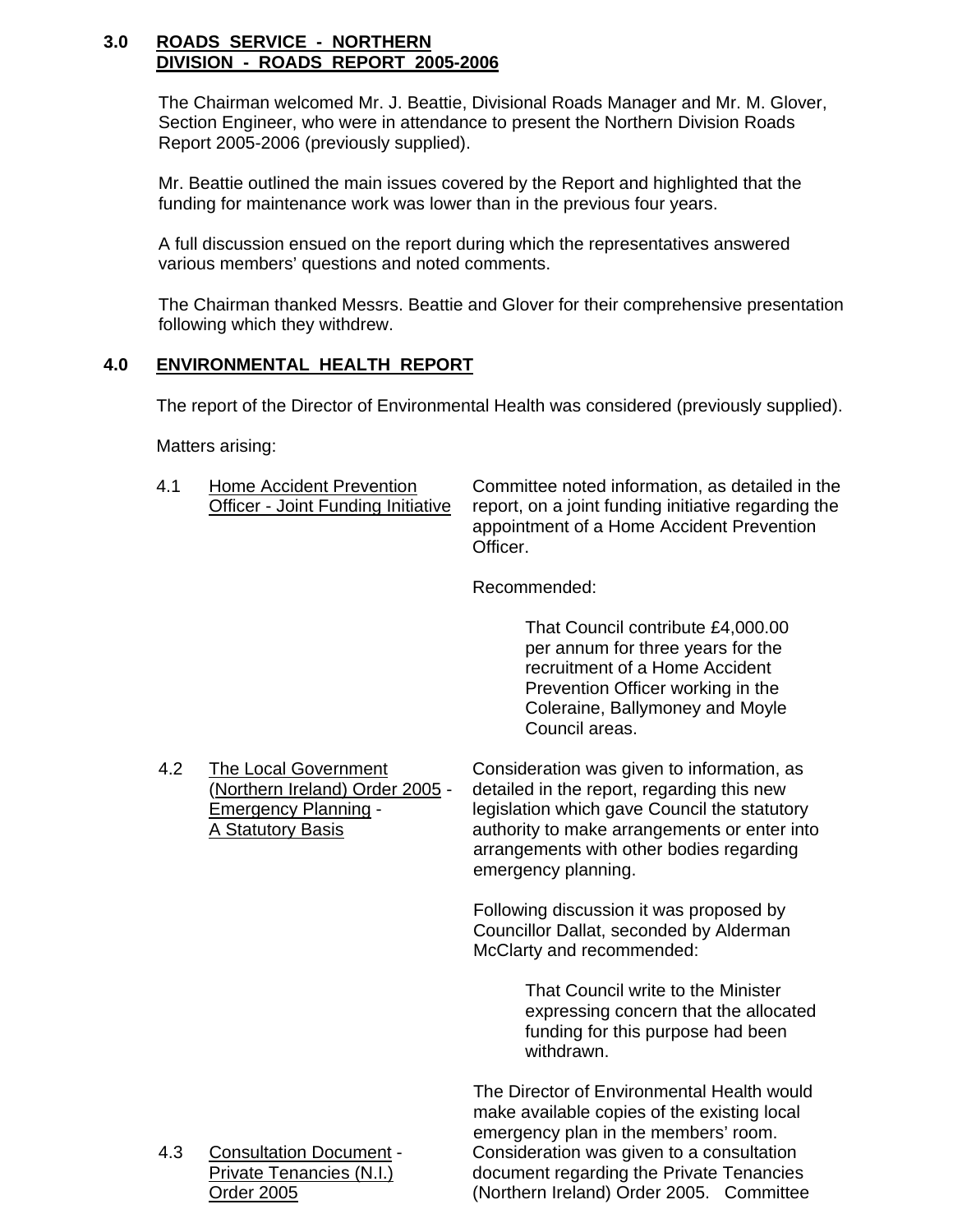## 3.0 ROADS SERVICE - NORTHERN DIVISION - ROADS REPORT 2005-2006

The Chairman welcomed Mr. J. Beattie, Divisional Roads Manager and Mr. M. Glover, Section Engineer, who were in attendance to present the Northern Division Roads Report 2005-2006 (previously supplied).

Mr. Beattie outlined the main issues covered by the Report and highlighted that the funding for maintenance work was lower than in the previous four years.

A full discussion ensued on the report during which the representatives answered various members' questions and noted comments.

The Chairman thanked Messrs. Beattie and Glover for their comprehensive presentation following which they withdrew.

## 4.0 ENVIRONMENTAL HEALTH REPORT

The report of the Director of Environmental Health was considered (previously supplied).

Matters arising:

**4.1 Home Accident Prevention Officer - Joint Funding Initiative**

Committee noted information, as detailed in the report, on a joint funding initiative regarding the appointment of a Home Accident Prevention Officer.

Recommended:

> That Council contribute £4,000.00 per annum for three years for the recruitment of a Home Accident Prevention Officer working in the Coleraine, Ballymoney and Moyle Council areas.

**4.2 The Local Government (Northern Ireland) Order 2005 - Emergency Planning - A Statutory Basis**

Consideration was given to information, as detailed in the report, regarding this new legislation which gave Council the statutory authority to make arrangements or enter into arrangements with other bodies regarding emergency planning.

Following discussion it was proposed by Councillor Dallat, seconded by Alderman McClarty and recommended:

> That Council write to the Minister expressing concern that the allocated funding for this purpose had been withdrawn.

The Director of Environmental Health would make available copies of the existing local emergency plan in the members' room.

**4.3 Consultation Document - Private Tenancies (N.I.) Order 2005**

Consideration was given to a consultation document regarding the Private Tenancies (Northern Ireland) Order 2005. Committee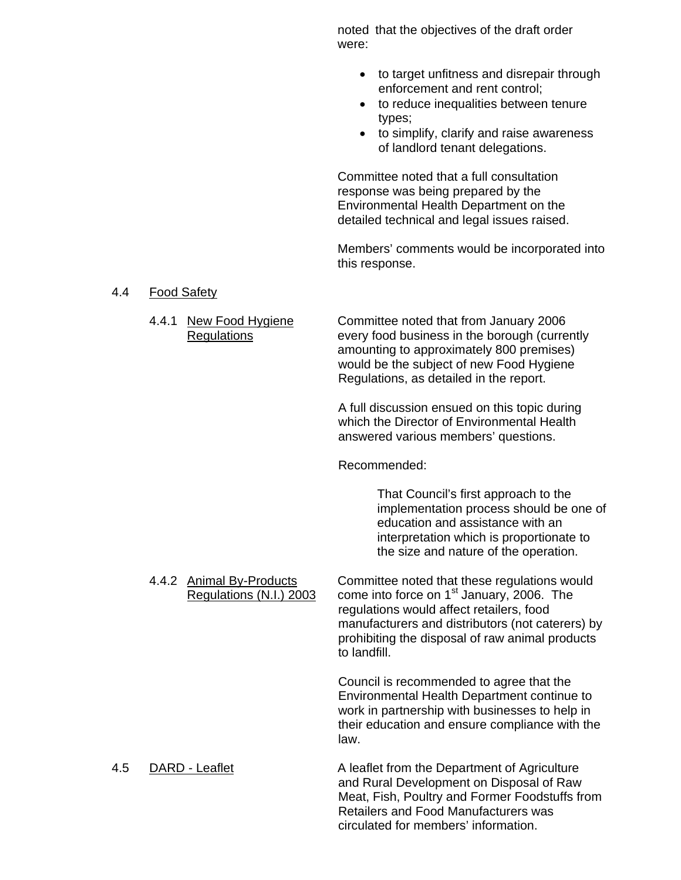noted that the objectives of the draft order were:

- to target unfitness and disrepair through enforcement and rent control;
- to reduce inequalities between tenure types;
- to simplify, clarify and raise awareness of landlord tenant delegations.

Committee noted that a full consultation response was being prepared by the Environmental Health Department on the detailed technical and legal issues raised.

Members' comments would be incorporated into this response.

4.4 Food Safety

4.4.1 New Food Hygiene Regulations

Committee noted that from January 2006 every food business in the borough (currently amounting to approximately 800 premises) would be the subject of new Food Hygiene Regulations, as detailed in the report.

A full discussion ensued on this topic during which the Director of Environmental Health answered various members' questions.

Recommended:

> That Council's first approach to the implementation process should be one of education and assistance with an interpretation which is proportionate to the size and nature of the operation.

4.4.2 Animal By-Products Regulations (N.I.) 2003

Committee noted that these regulations would come into force on 1st January, 2006. The regulations would affect retailers, food manufacturers and distributors (not caterers) by prohibiting the disposal of raw animal products to landfill.

Council is recommended to agree that the Environmental Health Department continue to work in partnership with businesses to help in their education and ensure compliance with the law.

4.5 DARD - Leaflet

A leaflet from the Department of Agriculture and Rural Development on Disposal of Raw Meat, Fish, Poultry and Former Foodstuffs from Retailers and Food Manufacturers was circulated for members' information.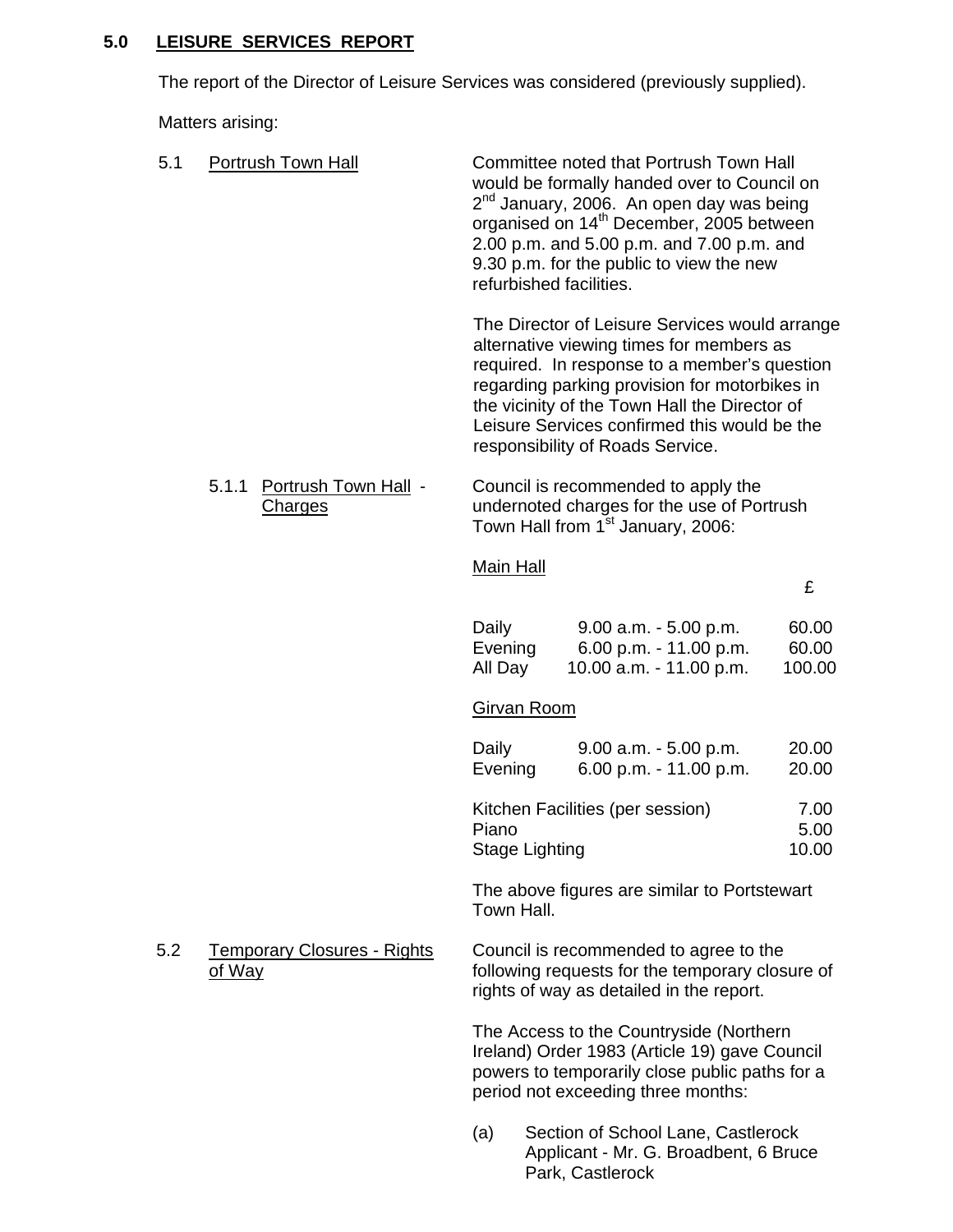## 5.0 LEISURE SERVICES REPORT

The report of the Director of Leisure Services was considered (previously supplied).

Matters arising:

5.1 Portrush Town Hall

Committee noted that Portrush Town Hall would be formally handed over to Council on 2nd January, 2006. An open day was being organised on 14th December, 2005 between 2.00 p.m. and 5.00 p.m. and 7.00 p.m. and 9.30 p.m. for the public to view the new refurbished facilities.

The Director of Leisure Services would arrange alternative viewing times for members as required. In response to a member's question regarding parking provision for motorbikes in the vicinity of the Town Hall the Director of Leisure Services confirmed this would be the responsibility of Roads Service.

5.1.1 Portrush Town Hall - Charges

Council is recommended to apply the undernoted charges for the use of Portrush Town Hall from 1st January, 2006:

Main Hall

| | | £ |
|---|---|---|
| Daily | 9.00 a.m. - 5.00 p.m. | 60.00 |
| Evening | 6.00 p.m. - 11.00 p.m. | 60.00 |
| All Day | 10.00 a.m. - 11.00 p.m. | 100.00 |

Girvan Room

| | | |
|---|---|---|
| Daily | 9.00 a.m. - 5.00 p.m. | 20.00 |
| Evening | 6.00 p.m. - 11.00 p.m. | 20.00 |

| | |
|---|---|
| Kitchen Facilities (per session) | 7.00 |
| Piano | 5.00 |
| Stage Lighting | 10.00 |

The above figures are similar to Portstewart Town Hall.

5.2 Temporary Closures - Rights of Way

Council is recommended to agree to the following requests for the temporary closure of rights of way as detailed in the report.

The Access to the Countryside (Northern Ireland) Order 1983 (Article 19) gave Council powers to temporarily close public paths for a period not exceeding three months:

(a) Section of School Lane, Castlerock
Applicant - Mr. G. Broadbent, 6 Bruce Park, Castlerock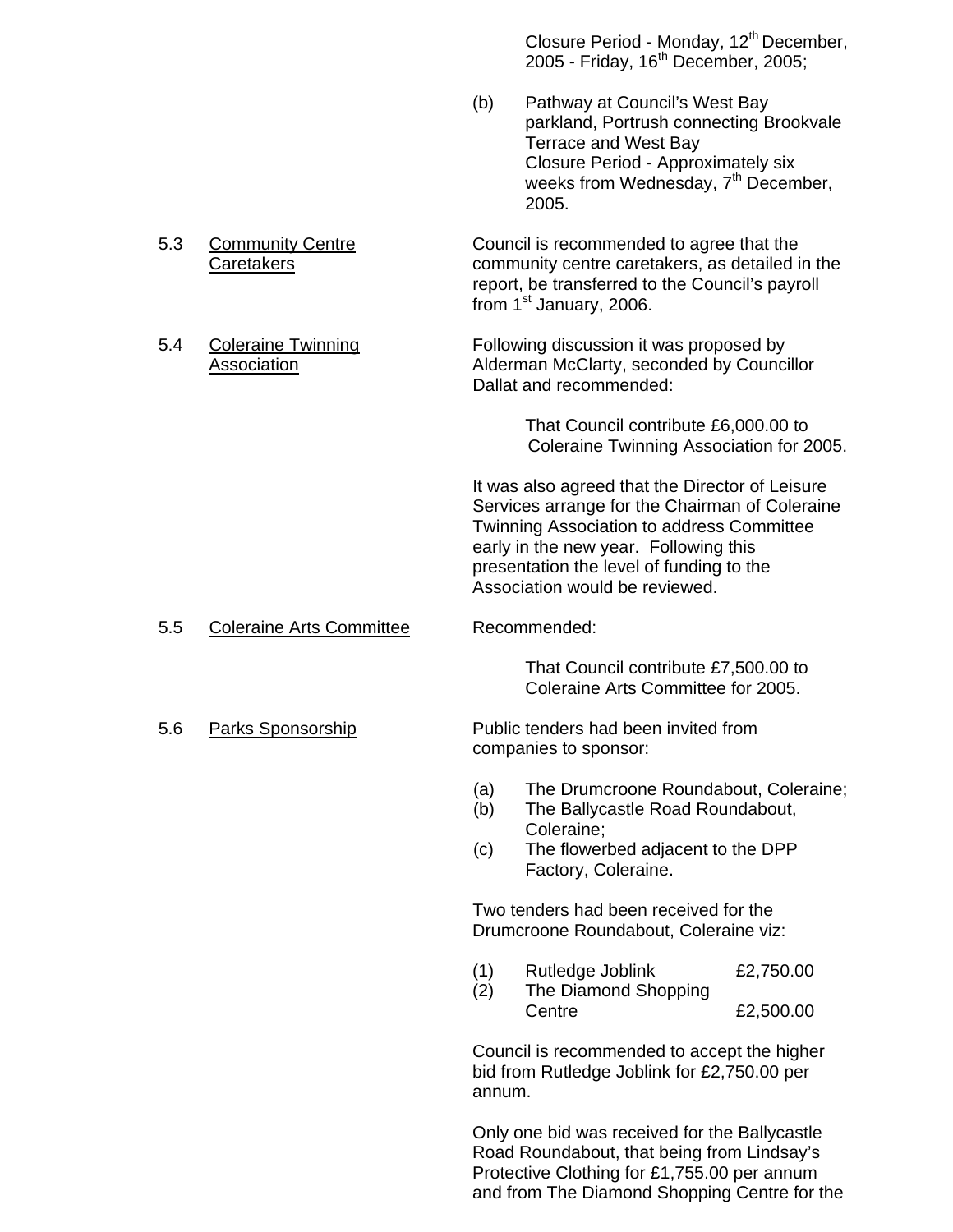Closure Period - Monday, 12th December, 2005 - Friday, 16th December, 2005;

(b) Pathway at Council's West Bay parkland, Portrush connecting Brookvale Terrace and West Bay
Closure Period - Approximately six weeks from Wednesday, 7th December, 2005.

5.3 Community Centre Caretakers

Council is recommended to agree that the community centre caretakers, as detailed in the report, be transferred to the Council's payroll from 1st January, 2006.

5.4 Coleraine Twinning Association

Following discussion it was proposed by Alderman McClarty, seconded by Councillor Dallat and recommended:

> That Council contribute £6,000.00 to Coleraine Twinning Association for 2005.

It was also agreed that the Director of Leisure Services arrange for the Chairman of Coleraine Twinning Association to address Committee early in the new year. Following this presentation the level of funding to the Association would be reviewed.

5.5 Coleraine Arts Committee

Recommended:

> That Council contribute £7,500.00 to Coleraine Arts Committee for 2005.

5.6 Parks Sponsorship

Public tenders had been invited from companies to sponsor:

(a) The Drumcroone Roundabout, Coleraine;
(b) The Ballycastle Road Roundabout, Coleraine;
(c) The flowerbed adjacent to the DPP Factory, Coleraine.

Two tenders had been received for the Drumcroone Roundabout, Coleraine viz:

| | | |
|---|---|---|
| (1) | Rutledge Joblink | £2,750.00 |
| (2) | The Diamond Shopping Centre | £2,500.00 |

Council is recommended to accept the higher bid from Rutledge Joblink for £2,750.00 per annum.

Only one bid was received for the Ballycastle Road Roundabout, that being from Lindsay's Protective Clothing for £1,755.00 per annum and from The Diamond Shopping Centre for the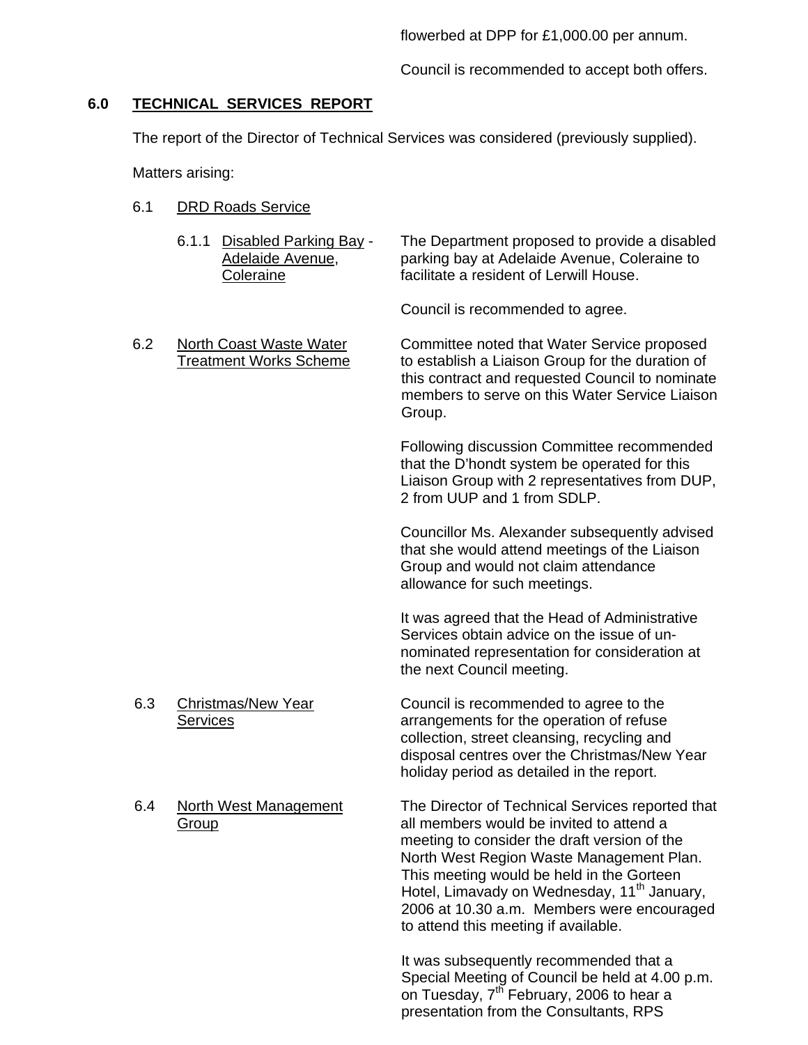flowerbed at DPP for £1,000.00 per annum.

Council is recommended to accept both offers.

## 6.0 TECHNICAL SERVICES REPORT

The report of the Director of Technical Services was considered (previously supplied).

Matters arising:

6.1 DRD Roads Service

6.1.1 Disabled Parking Bay - Adelaide Avenue, Coleraine

The Department proposed to provide a disabled parking bay at Adelaide Avenue, Coleraine to facilitate a resident of Lerwill House.

Council is recommended to agree.

6.2 North Coast Waste Water Treatment Works Scheme

Committee noted that Water Service proposed to establish a Liaison Group for the duration of this contract and requested Council to nominate members to serve on this Water Service Liaison Group.

Following discussion Committee recommended that the D'hondt system be operated for this Liaison Group with 2 representatives from DUP, 2 from UUP and 1 from SDLP.

Councillor Ms. Alexander subsequently advised that she would attend meetings of the Liaison Group and would not claim attendance allowance for such meetings.

It was agreed that the Head of Administrative Services obtain advice on the issue of un-nominated representation for consideration at the next Council meeting.

6.3 Christmas/New Year Services

Council is recommended to agree to the arrangements for the operation of refuse collection, street cleansing, recycling and disposal centres over the Christmas/New Year holiday period as detailed in the report.

6.4 North West Management Group

The Director of Technical Services reported that all members would be invited to attend a meeting to consider the draft version of the North West Region Waste Management Plan. This meeting would be held in the Gorteen Hotel, Limavady on Wednesday, 11th January, 2006 at 10.30 a.m. Members were encouraged to attend this meeting if available.

It was subsequently recommended that a Special Meeting of Council be held at 4.00 p.m. on Tuesday, 7th February, 2006 to hear a presentation from the Consultants, RPS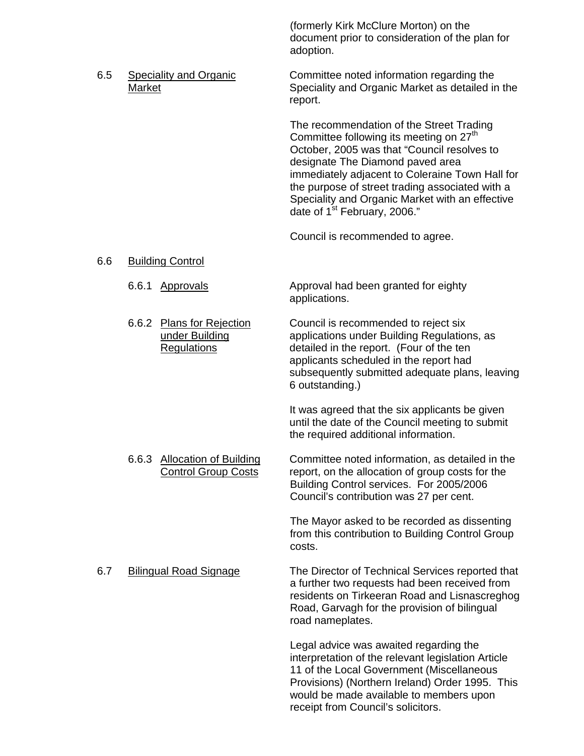(formerly Kirk McClure Morton) on the document prior to consideration of the plan for adoption.

6.5 Speciality and Organic Market

Committee noted information regarding the Speciality and Organic Market as detailed in the report.

The recommendation of the Street Trading Committee following its meeting on 27th October, 2005 was that "Council resolves to designate The Diamond paved area immediately adjacent to Coleraine Town Hall for the purpose of street trading associated with a Speciality and Organic Market with an effective date of 1st February, 2006."

Council is recommended to agree.

6.6 Building Control

6.6.1 Approvals

Approval had been granted for eighty applications.

6.6.2 Plans for Rejection under Building Regulations

Council is recommended to reject six applications under Building Regulations, as detailed in the report. (Four of the ten applicants scheduled in the report had subsequently submitted adequate plans, leaving 6 outstanding.)

It was agreed that the six applicants be given until the date of the Council meeting to submit the required additional information.

6.6.3 Allocation of Building Control Group Costs

Committee noted information, as detailed in the report, on the allocation of group costs for the Building Control services. For 2005/2006 Council's contribution was 27 per cent.

The Mayor asked to be recorded as dissenting from this contribution to Building Control Group costs.

6.7 Bilingual Road Signage

The Director of Technical Services reported that a further two requests had been received from residents on Tirkeeran Road and Lisnascreghog Road, Garvagh for the provision of bilingual road nameplates.

Legal advice was awaited regarding the interpretation of the relevant legislation Article 11 of the Local Government (Miscellaneous Provisions) (Northern Ireland) Order 1995. This would be made available to members upon receipt from Council's solicitors.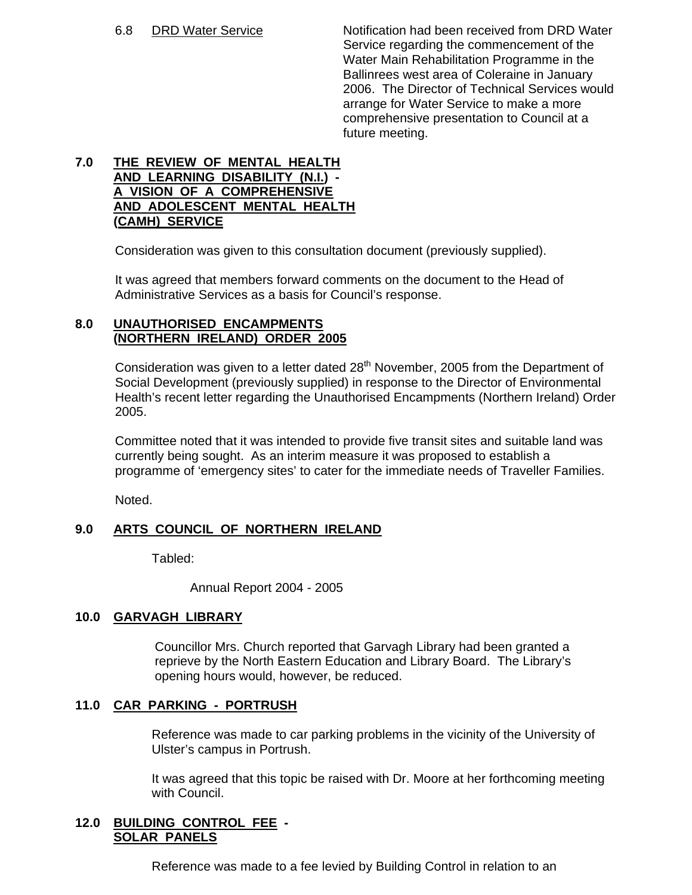6.8 DRD Water Service

Notification had been received from DRD Water Service regarding the commencement of the Water Main Rehabilitation Programme in the Ballinrees west area of Coleraine in January 2006. The Director of Technical Services would arrange for Water Service to make a more comprehensive presentation to Council at a future meeting.

## 7.0 THE REVIEW OF MENTAL HEALTH AND LEARNING DISABILITY (N.I.) - A VISION OF A COMPREHENSIVE AND ADOLESCENT MENTAL HEALTH (CAMH) SERVICE

Consideration was given to this consultation document (previously supplied).

It was agreed that members forward comments on the document to the Head of Administrative Services as a basis for Council's response.

## 8.0 UNAUTHORISED ENCAMPMENTS (NORTHERN IRELAND) ORDER 2005

Consideration was given to a letter dated 28th November, 2005 from the Department of Social Development (previously supplied) in response to the Director of Environmental Health's recent letter regarding the Unauthorised Encampments (Northern Ireland) Order 2005.

Committee noted that it was intended to provide five transit sites and suitable land was currently being sought. As an interim measure it was proposed to establish a programme of 'emergency sites' to cater for the immediate needs of Traveller Families.

Noted.

## 9.0 ARTS COUNCIL OF NORTHERN IRELAND

Tabled:

Annual Report 2004 - 2005

## 10.0 GARVAGH LIBRARY

Councillor Mrs. Church reported that Garvagh Library had been granted a reprieve by the North Eastern Education and Library Board. The Library's opening hours would, however, be reduced.

## 11.0 CAR PARKING - PORTRUSH

Reference was made to car parking problems in the vicinity of the University of Ulster's campus in Portrush.

It was agreed that this topic be raised with Dr. Moore at her forthcoming meeting with Council.

## 12.0 BUILDING CONTROL FEE - SOLAR PANELS

Reference was made to a fee levied by Building Control in relation to an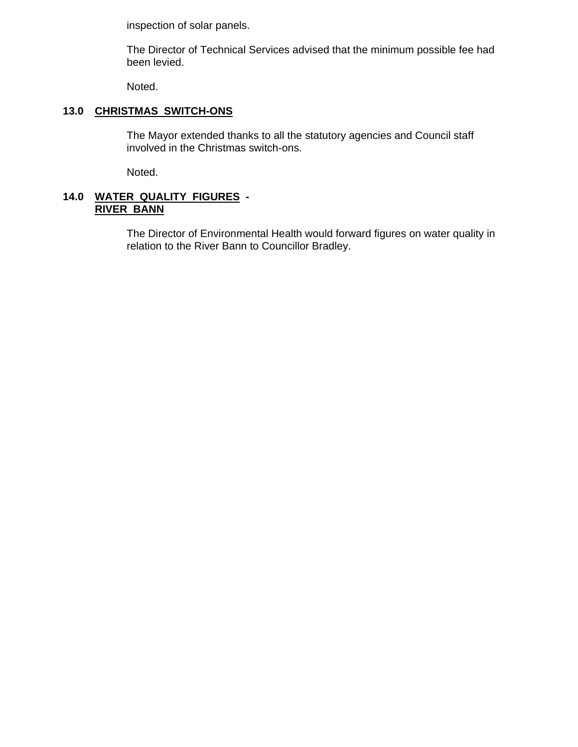inspection of solar panels.

The Director of Technical Services advised that the minimum possible fee had been levied.

Noted.

## 13.0 CHRISTMAS SWITCH-ONS

The Mayor extended thanks to all the statutory agencies and Council staff involved in the Christmas switch-ons.

Noted.

## 14.0 WATER QUALITY FIGURES - RIVER BANN

The Director of Environmental Health would forward figures on water quality in relation to the River Bann to Councillor Bradley.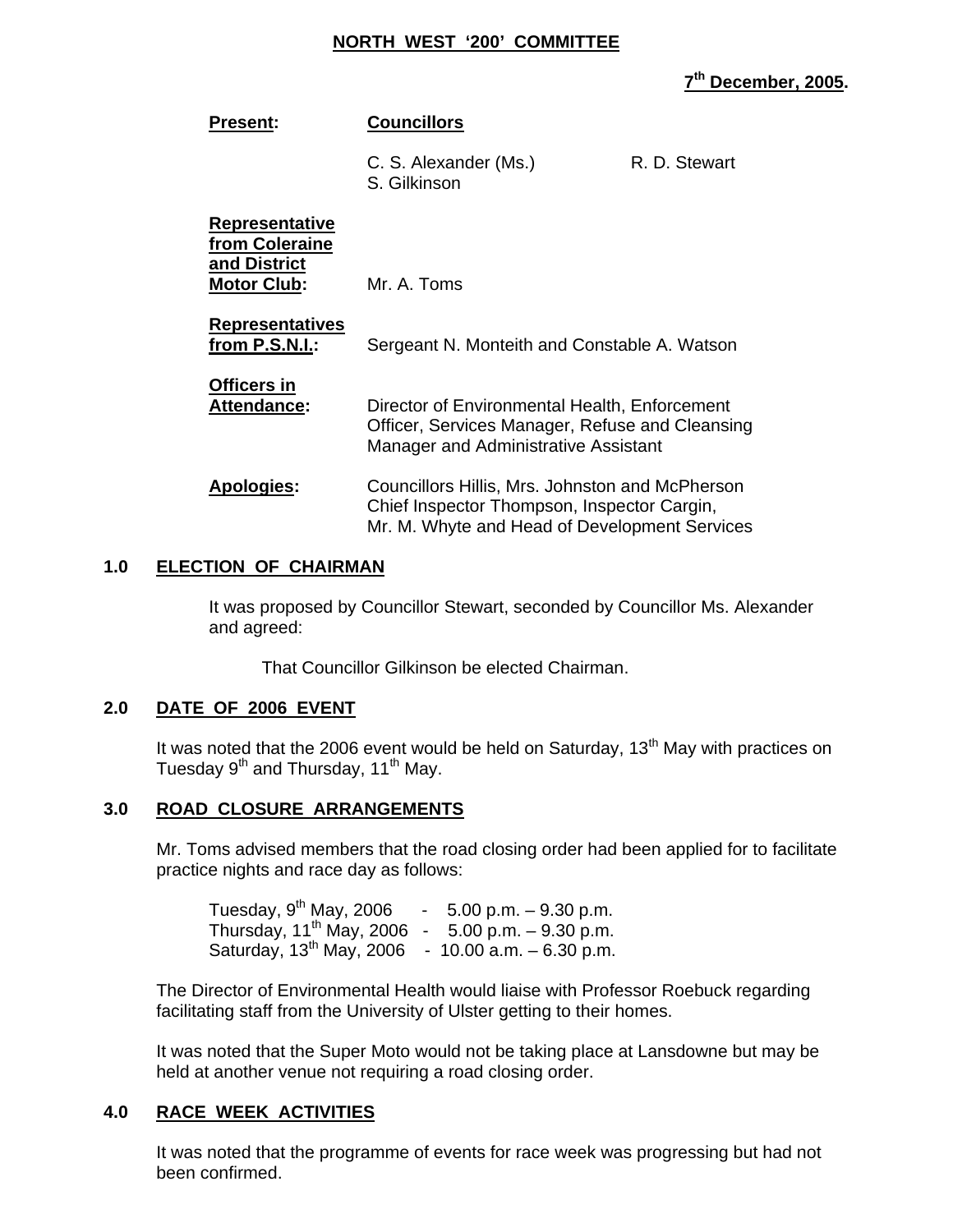**NORTH WEST '200' COMMITTEE**

**7th December, 2005.**

| | | |
|---|---|---|
| **Present:** | **Councillors** | |
| | C. S. Alexander (Ms.) | R. D. Stewart |
| | S. Gilkinson | |
| **Representative from Coleraine and District Motor Club:** | Mr. A. Toms | |
| **Representatives from P.S.N.I.:** | Sergeant N. Monteith and Constable A. Watson | |
| **Officers in Attendance:** | Director of Environmental Health, Enforcement Officer, Services Manager, Refuse and Cleansing Manager and Administrative Assistant | |
| **Apologies:** | Councillors Hillis, Mrs. Johnston and McPherson Chief Inspector Thompson, Inspector Cargin, Mr. M. Whyte and Head of Development Services | |

## 1.0 ELECTION OF CHAIRMAN

It was proposed by Councillor Stewart, seconded by Councillor Ms. Alexander and agreed:

> That Councillor Gilkinson be elected Chairman.

## 2.0 DATE OF 2006 EVENT

It was noted that the 2006 event would be held on Saturday, 13th May with practices on Tuesday 9th and Thursday, 11th May.

## 3.0 ROAD CLOSURE ARRANGEMENTS

Mr. Toms advised members that the road closing order had been applied for to facilitate practice nights and race day as follows:

Tuesday, 9th May, 2006 - 5.00 p.m. – 9.30 p.m.
Thursday, 11th May, 2006 - 5.00 p.m. – 9.30 p.m.
Saturday, 13th May, 2006 - 10.00 a.m. – 6.30 p.m.

The Director of Environmental Health would liaise with Professor Roebuck regarding facilitating staff from the University of Ulster getting to their homes.

It was noted that the Super Moto would not be taking place at Lansdowne but may be held at another venue not requiring a road closing order.

## 4.0 RACE WEEK ACTIVITIES

It was noted that the programme of events for race week was progressing but had not been confirmed.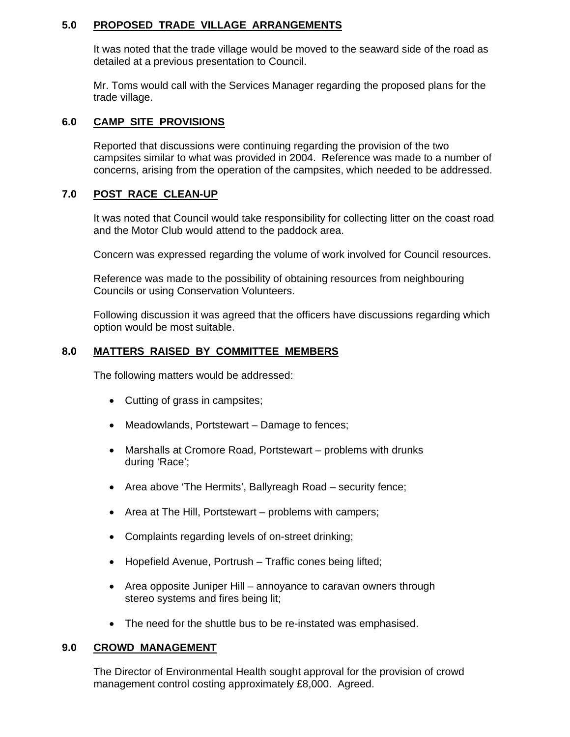## 5.0 **PROPOSED TRADE VILLAGE ARRANGEMENTS**

It was noted that the trade village would be moved to the seaward side of the road as detailed at a previous presentation to Council.

Mr. Toms would call with the Services Manager regarding the proposed plans for the trade village.

## 6.0 **CAMP SITE PROVISIONS**

Reported that discussions were continuing regarding the provision of the two campsites similar to what was provided in 2004. Reference was made to a number of concerns, arising from the operation of the campsites, which needed to be addressed.

## 7.0 **POST RACE CLEAN-UP**

It was noted that Council would take responsibility for collecting litter on the coast road and the Motor Club would attend to the paddock area.

Concern was expressed regarding the volume of work involved for Council resources.

Reference was made to the possibility of obtaining resources from neighbouring Councils or using Conservation Volunteers.

Following discussion it was agreed that the officers have discussions regarding which option would be most suitable.

## 8.0 **MATTERS RAISED BY COMMITTEE MEMBERS**

The following matters would be addressed:

- Cutting of grass in campsites;
- Meadowlands, Portstewart – Damage to fences;
- Marshalls at Cromore Road, Portstewart – problems with drunks during 'Race';
- Area above 'The Hermits', Ballyreagh Road – security fence;
- Area at The Hill, Portstewart – problems with campers;
- Complaints regarding levels of on-street drinking;
- Hopefield Avenue, Portrush – Traffic cones being lifted;
- Area opposite Juniper Hill – annoyance to caravan owners through stereo systems and fires being lit;
- The need for the shuttle bus to be re-instated was emphasised.

## 9.0 **CROWD MANAGEMENT**

The Director of Environmental Health sought approval for the provision of crowd management control costing approximately £8,000. Agreed.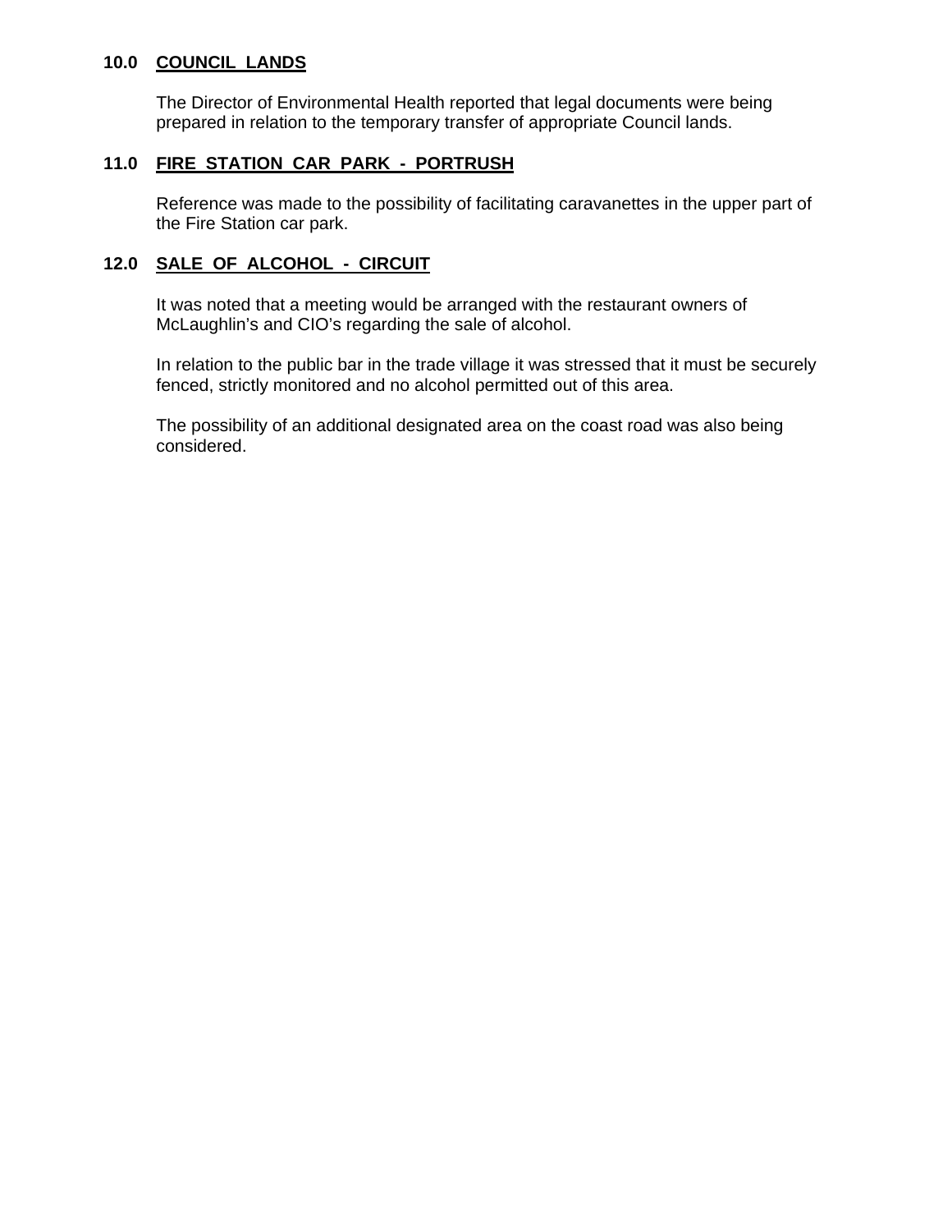## 10.0 <u>COUNCIL LANDS</u>

The Director of Environmental Health reported that legal documents were being prepared in relation to the temporary transfer of appropriate Council lands.

## 11.0 <u>FIRE STATION CAR PARK - PORTRUSH</u>

Reference was made to the possibility of facilitating caravanettes in the upper part of the Fire Station car park.

## 12.0 <u>SALE OF ALCOHOL - CIRCUIT</u>

It was noted that a meeting would be arranged with the restaurant owners of McLaughlin's and CIO's regarding the sale of alcohol.

In relation to the public bar in the trade village it was stressed that it must be securely fenced, strictly monitored and no alcohol permitted out of this area.

The possibility of an additional designated area on the coast road was also being considered.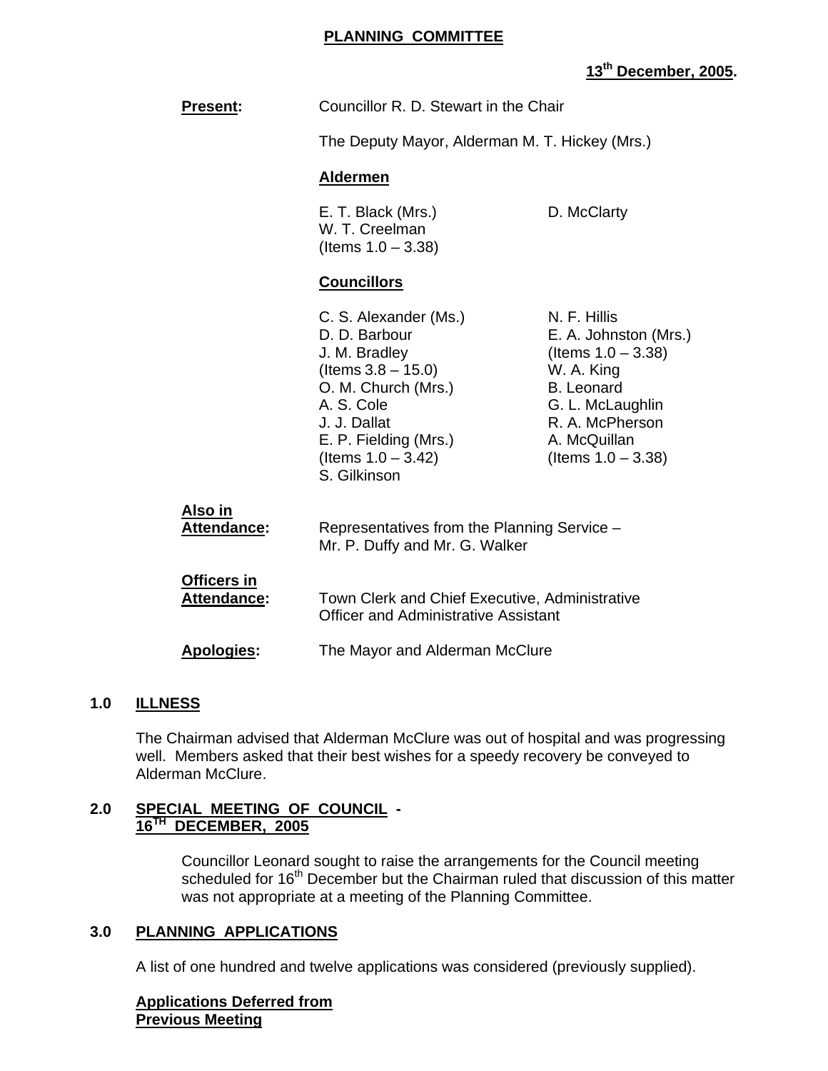# PLANNING COMMITTEE

**13th December, 2005.**

**Present:** Councillor R. D. Stewart in the Chair

The Deputy Mayor, Alderman M. T. Hickey (Mrs.)

**Aldermen**

E. T. Black (Mrs.)
D. McClarty
W. T. Creelman (Items 1.0 – 3.38)

**Councillors**

C. S. Alexander (Ms.)
D. D. Barbour
J. M. Bradley (Items 3.8 – 15.0)
O. M. Church (Mrs.)
A. S. Cole
J. J. Dallat
E. P. Fielding (Mrs.) (Items 1.0 – 3.42)
S. Gilkinson
N. F. Hillis
E. A. Johnston (Mrs.) (Items 1.0 – 3.38)
W. A. King
B. Leonard
G. L. McLaughlin
R. A. McPherson
A. McQuillan (Items 1.0 – 3.38)

**Also in Attendance:** Representatives from the Planning Service – Mr. P. Duffy and Mr. G. Walker

**Officers in Attendance:** Town Clerk and Chief Executive, Administrative Officer and Administrative Assistant

**Apologies:** The Mayor and Alderman McClure

## 1.0 ILLNESS

The Chairman advised that Alderman McClure was out of hospital and was progressing well. Members asked that their best wishes for a speedy recovery be conveyed to Alderman McClure.

## 2.0 SPECIAL MEETING OF COUNCIL - 16TH DECEMBER, 2005

Councillor Leonard sought to raise the arrangements for the Council meeting scheduled for 16th December but the Chairman ruled that discussion of this matter was not appropriate at a meeting of the Planning Committee.

## 3.0 PLANNING APPLICATIONS

A list of one hundred and twelve applications was considered (previously supplied).

**Applications Deferred from Previous Meeting**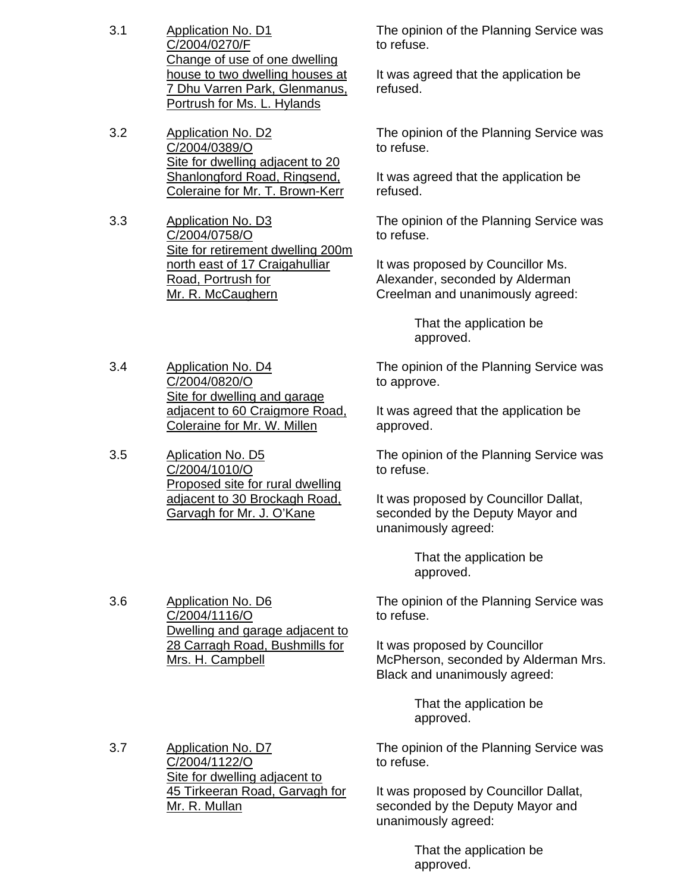3.1 Application No. D1
C/2004/0270/F
Change of use of one dwelling house to two dwelling houses at 7 Dhu Varren Park, Glenmanus, Portrush for Ms. L. Hylands

The opinion of the Planning Service was to refuse.

It was agreed that the application be refused.

3.2 Application No. D2
C/2004/0389/O
Site for dwelling adjacent to 20 Shanlongford Road, Ringsend, Coleraine for Mr. T. Brown-Kerr

The opinion of the Planning Service was to refuse.

It was agreed that the application be refused.

3.3 Application No. D3
C/2004/0758/O
Site for retirement dwelling 200m north east of 17 Craigahulliar Road, Portrush for Mr. R. McCaughern

The opinion of the Planning Service was to refuse.

It was proposed by Councillor Ms. Alexander, seconded by Alderman Creelman and unanimously agreed:

> That the application be approved.

3.4 Application No. D4
C/2004/0820/O
Site for dwelling and garage adjacent to 60 Craigmore Road, Coleraine for Mr. W. Millen

The opinion of the Planning Service was to approve.

It was agreed that the application be approved.

3.5 Aplication No. D5
C/2004/1010/O
Proposed site for rural dwelling adjacent to 30 Brockagh Road, Garvagh for Mr. J. O'Kane

The opinion of the Planning Service was to refuse.

It was proposed by Councillor Dallat, seconded by the Deputy Mayor and unanimously agreed:

> That the application be approved.

3.6 Application No. D6
C/2004/1116/O
Dwelling and garage adjacent to 28 Carragh Road, Bushmills for Mrs. H. Campbell

The opinion of the Planning Service was to refuse.

It was proposed by Councillor McPherson, seconded by Alderman Mrs. Black and unanimously agreed:

> That the application be approved.

3.7 Application No. D7
C/2004/1122/O
Site for dwelling adjacent to 45 Tirkeeran Road, Garvagh for Mr. R. Mullan

The opinion of the Planning Service was to refuse.

It was proposed by Councillor Dallat, seconded by the Deputy Mayor and unanimously agreed:

> That the application be approved.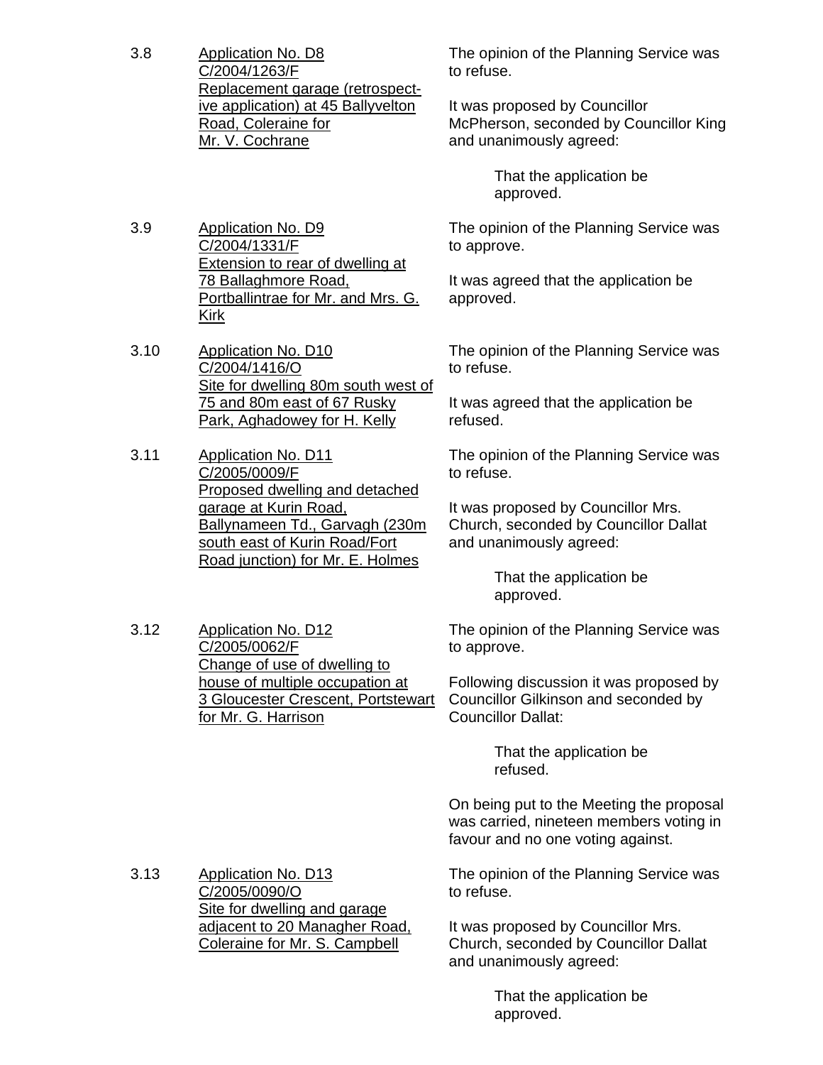3.8 **Application No. D8**
C/2004/1263/F
Replacement garage (retrospective application) at 45 Ballyvelton Road, Coleraine for Mr. V. Cochrane

The opinion of the Planning Service was to refuse.

It was proposed by Councillor McPherson, seconded by Councillor King and unanimously agreed:

> That the application be approved.

3.9 **Application No. D9**
C/2004/1331/F
Extension to rear of dwelling at 78 Ballaghmore Road, Portballintrae for Mr. and Mrs. G. Kirk

The opinion of the Planning Service was to approve.

It was agreed that the application be approved.

3.10 **Application No. D10**
C/2004/1416/O
Site for dwelling 80m south west of 75 and 80m east of 67 Rusky Park, Aghadowey for H. Kelly

The opinion of the Planning Service was to refuse.

It was agreed that the application be refused.

3.11 **Application No. D11**
C/2005/0009/F
Proposed dwelling and detached garage at Kurin Road, Ballynameen Td., Garvagh (230m south east of Kurin Road/Fort Road junction) for Mr. E. Holmes

The opinion of the Planning Service was to refuse.

It was proposed by Councillor Mrs. Church, seconded by Councillor Dallat and unanimously agreed:

> That the application be approved.

3.12 **Application No. D12**
C/2005/0062/F
Change of use of dwelling to house of multiple occupation at 3 Gloucester Crescent, Portstewart for Mr. G. Harrison

The opinion of the Planning Service was to approve.

Following discussion it was proposed by Councillor Gilkinson and seconded by Councillor Dallat:

> That the application be refused.

On being put to the Meeting the proposal was carried, nineteen members voting in favour and no one voting against.

3.13 **Application No. D13**
C/2005/0090/O
Site for dwelling and garage adjacent to 20 Managher Road, Coleraine for Mr. S. Campbell

The opinion of the Planning Service was to refuse.

It was proposed by Councillor Mrs. Church, seconded by Councillor Dallat and unanimously agreed:

> That the application be approved.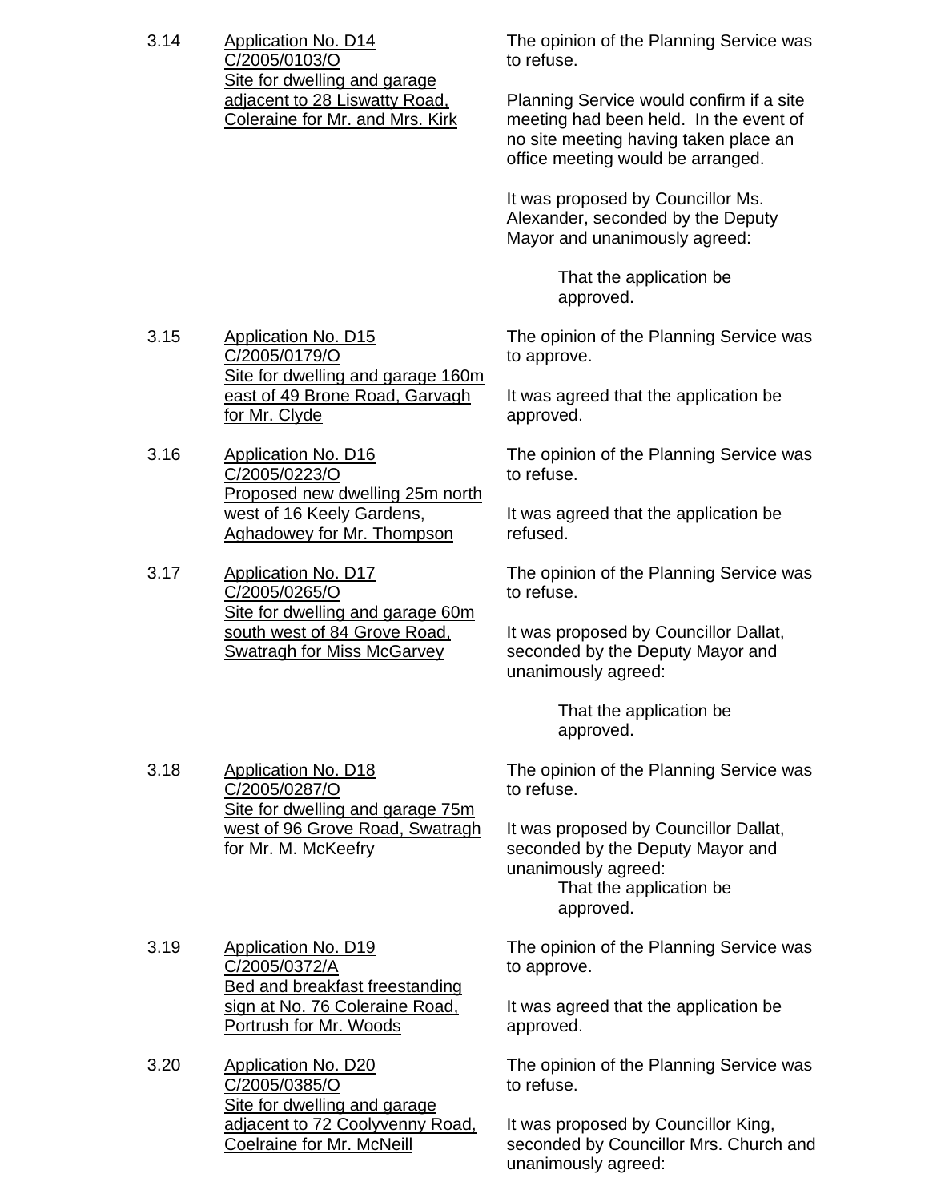3.14 **Application No. D14**
C/2005/0103/O
Site for dwelling and garage adjacent to 28 Liswatty Road, Coleraine for Mr. and Mrs. Kirk

The opinion of the Planning Service was to refuse.

Planning Service would confirm if a site meeting had been held. In the event of no site meeting having taken place an office meeting would be arranged.

It was proposed by Councillor Ms. Alexander, seconded by the Deputy Mayor and unanimously agreed:

> That the application be approved.

3.15 **Application No. D15**
C/2005/0179/O
Site for dwelling and garage 160m east of 49 Brone Road, Garvagh for Mr. Clyde

The opinion of the Planning Service was to approve.

It was agreed that the application be approved.

3.16 **Application No. D16**
C/2005/0223/O
Proposed new dwelling 25m north west of 16 Keely Gardens, Aghadowey for Mr. Thompson

The opinion of the Planning Service was to refuse.

It was agreed that the application be refused.

3.17 **Application No. D17**
C/2005/0265/O
Site for dwelling and garage 60m south west of 84 Grove Road, Swatragh for Miss McGarvey

The opinion of the Planning Service was to refuse.

It was proposed by Councillor Dallat, seconded by the Deputy Mayor and unanimously agreed:

> That the application be approved.

3.18 **Application No. D18**
C/2005/0287/O
Site for dwelling and garage 75m west of 96 Grove Road, Swatragh for Mr. M. McKeefry

The opinion of the Planning Service was to refuse.

It was proposed by Councillor Dallat, seconded by the Deputy Mayor and unanimously agreed:

> That the application be approved.

3.19 **Application No. D19**
C/2005/0372/A
Bed and breakfast freestanding sign at No. 76 Coleraine Road, Portrush for Mr. Woods

The opinion of the Planning Service was to approve.

It was agreed that the application be approved.

3.20 **Application No. D20**
C/2005/0385/O
Site for dwelling and garage adjacent to 72 Coolyvenny Road, Coelraine for Mr. McNeill

The opinion of the Planning Service was to refuse.

It was proposed by Councillor King, seconded by Councillor Mrs. Church and unanimously agreed: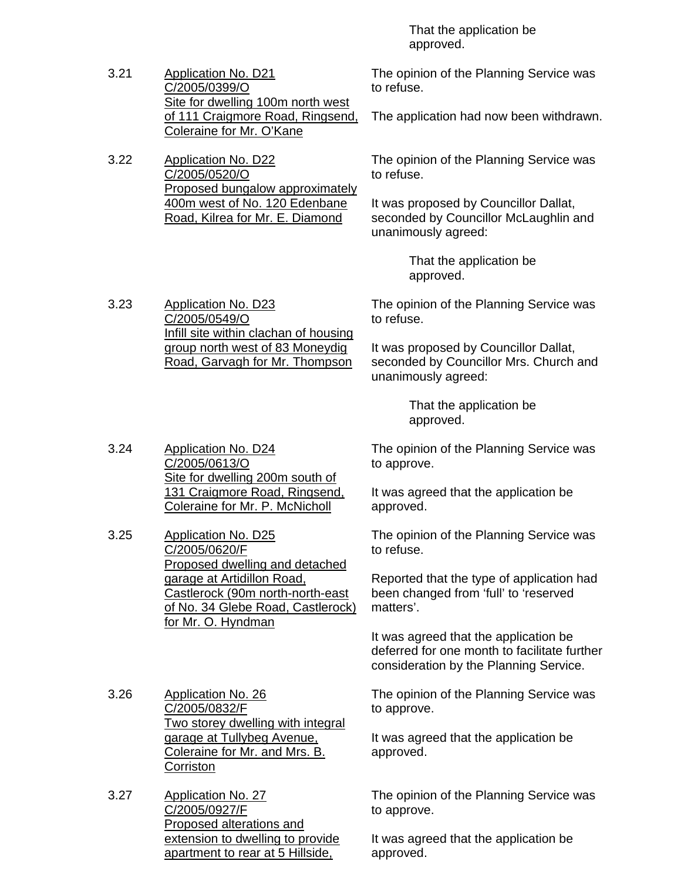That the application be approved.

3.21 Application No. D21
C/2005/0399/O
Site for dwelling 100m north west of 111 Craigmore Road, Ringsend, Coleraine for Mr. O'Kane

The opinion of the Planning Service was to refuse.

The application had now been withdrawn.

3.22 Application No. D22
C/2005/0520/O
Proposed bungalow approximately 400m west of No. 120 Edenbane Road, Kilrea for Mr. E. Diamond

The opinion of the Planning Service was to refuse.

It was proposed by Councillor Dallat, seconded by Councillor McLaughlin and unanimously agreed:

That the application be approved.

3.23 Application No. D23
C/2005/0549/O
Infill site within clachan of housing group north west of 83 Moneydig Road, Garvagh for Mr. Thompson

The opinion of the Planning Service was to refuse.

It was proposed by Councillor Dallat, seconded by Councillor Mrs. Church and unanimously agreed:

That the application be approved.

3.24 Application No. D24
C/2005/0613/O
Site for dwelling 200m south of 131 Craigmore Road, Ringsend, Coleraine for Mr. P. McNicholl

The opinion of the Planning Service was to approve.

It was agreed that the application be approved.

3.25 Application No. D25
C/2005/0620/F
Proposed dwelling and detached garage at Artidillon Road, Castlerock (90m north-north-east of No. 34 Glebe Road, Castlerock) for Mr. O. Hyndman

The opinion of the Planning Service was to refuse.

Reported that the type of application had been changed from 'full' to 'reserved matters'.

It was agreed that the application be deferred for one month to facilitate further consideration by the Planning Service.

3.26 Application No. 26
C/2005/0832/F
Two storey dwelling with integral garage at Tullybeg Avenue, Coleraine for Mr. and Mrs. B. Corriston

The opinion of the Planning Service was to approve.

It was agreed that the application be approved.

3.27 Application No. 27
C/2005/0927/F
Proposed alterations and extension to dwelling to provide apartment to rear at 5 Hillside,

The opinion of the Planning Service was to approve.

It was agreed that the application be approved.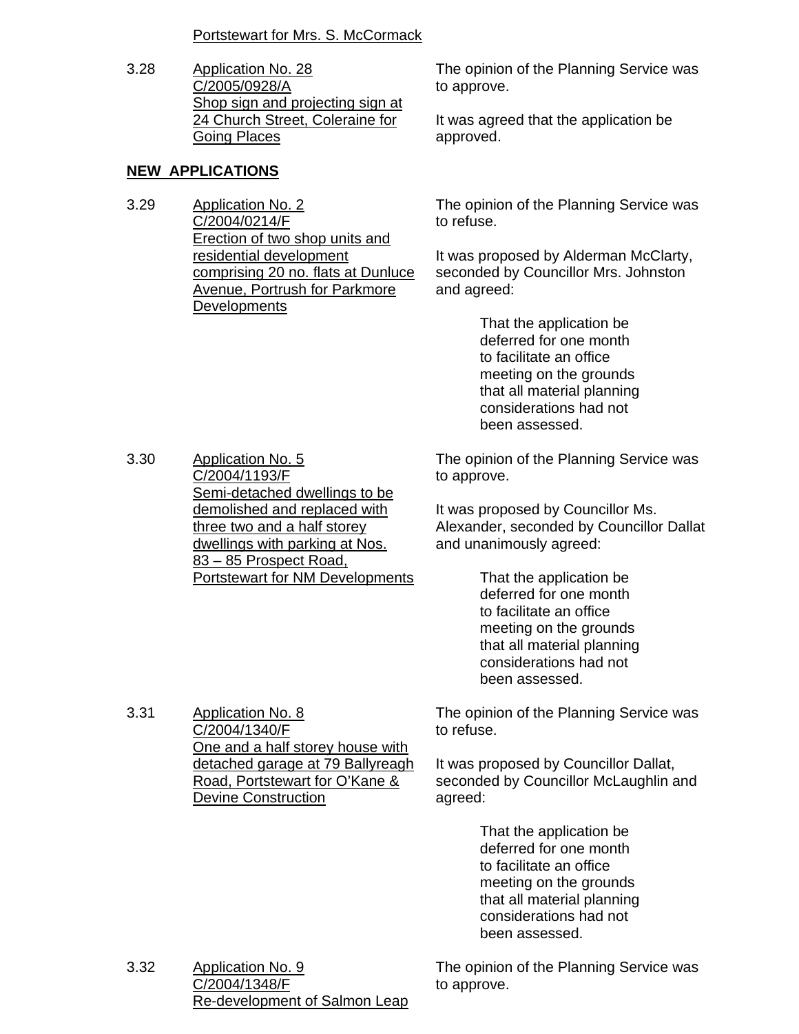Portstewart for Mrs. S. McCormack

3.28 Application No. 28
C/2005/0928/A
Shop sign and projecting sign at 24 Church Street, Coleraine for Going Places

The opinion of the Planning Service was to approve.

It was agreed that the application be approved.

**NEW APPLICATIONS**

3.29 Application No. 2
C/2004/0214/F
Erection of two shop units and residential development comprising 20 no. flats at Dunluce Avenue, Portrush for Parkmore Developments

The opinion of the Planning Service was to refuse.

It was proposed by Alderman McClarty, seconded by Councillor Mrs. Johnston and agreed:

> That the application be deferred for one month to facilitate an office meeting on the grounds that all material planning considerations had not been assessed.

3.30 Application No. 5
C/2004/1193/F
Semi-detached dwellings to be demolished and replaced with three two and a half storey dwellings with parking at Nos. 83 – 85 Prospect Road, Portstewart for NM Developments

The opinion of the Planning Service was to approve.

It was proposed by Councillor Ms. Alexander, seconded by Councillor Dallat and unanimously agreed:

> That the application be deferred for one month to facilitate an office meeting on the grounds that all material planning considerations had not been assessed.

3.31 Application No. 8
C/2004/1340/F
One and a half storey house with detached garage at 79 Ballyreagh Road, Portstewart for O'Kane & Devine Construction

The opinion of the Planning Service was to refuse.

It was proposed by Councillor Dallat, seconded by Councillor McLaughlin and agreed:

> That the application be deferred for one month to facilitate an office meeting on the grounds that all material planning considerations had not been assessed.

3.32 Application No. 9
C/2004/1348/F
Re-development of Salmon Leap

The opinion of the Planning Service was to approve.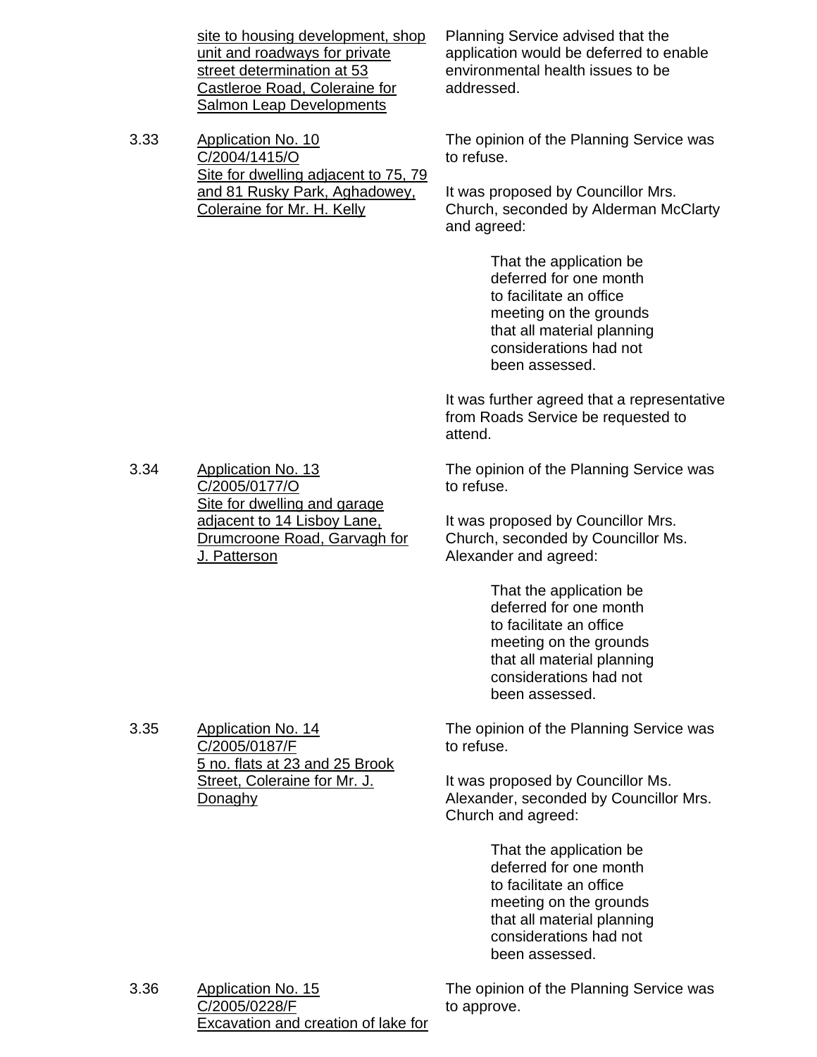| | | |
|---|---|---|
| | <u>site to housing development, shop unit and roadways for private street determination at 53 Castleroe Road, Coleraine for Salmon Leap Developments</u> | Planning Service advised that the application would be deferred to enable environmental health issues to be addressed. |
| 3.33 | <u>Application No. 10</u><br><u>C/2004/1415/O</u><br><u>Site for dwelling adjacent to 75, 79 and 81 Rusky Park, Aghadowey, Coleraine for Mr. H. Kelly</u> | The opinion of the Planning Service was to refuse.<br><br>It was proposed by Councillor Mrs. Church, seconded by Alderman McClarty and agreed:<br><br>That the application be deferred for one month to facilitate an office meeting on the grounds that all material planning considerations had not been assessed.<br><br>It was further agreed that a representative from Roads Service be requested to attend. |
| 3.34 | <u>Application No. 13</u><br><u>C/2005/0177/O</u><br><u>Site for dwelling and garage adjacent to 14 Lisboy Lane, Drumcroone Road, Garvagh for J. Patterson</u> | The opinion of the Planning Service was to refuse.<br><br>It was proposed by Councillor Mrs. Church, seconded by Councillor Ms. Alexander and agreed:<br><br>That the application be deferred for one month to facilitate an office meeting on the grounds that all material planning considerations had not been assessed. |
| 3.35 | <u>Application No. 14</u><br><u>C/2005/0187/F</u><br><u>5 no. flats at 23 and 25 Brook Street, Coleraine for Mr. J. Donaghy</u> | The opinion of the Planning Service was to refuse.<br><br>It was proposed by Councillor Ms. Alexander, seconded by Councillor Mrs. Church and agreed:<br><br>That the application be deferred for one month to facilitate an office meeting on the grounds that all material planning considerations had not been assessed. |
| 3.36 | <u>Application No. 15</u><br><u>C/2005/0228/F</u><br><u>Excavation and creation of lake for</u> | The opinion of the Planning Service was to approve. |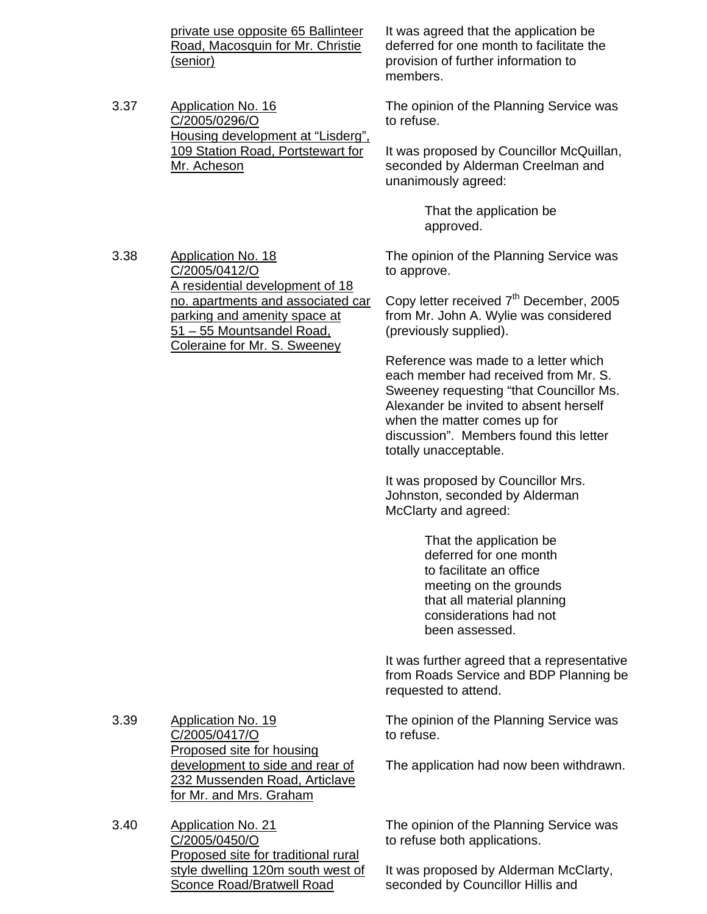private use opposite 65 Ballinteer Road, Macosquin for Mr. Christie (senior)

It was agreed that the application be deferred for one month to facilitate the provision of further information to members.

3.37 Application No. 16
C/2005/0296/O
Housing development at "Lisderg", 109 Station Road, Portstewart for Mr. Acheson

The opinion of the Planning Service was to refuse.

It was proposed by Councillor McQuillan, seconded by Alderman Creelman and unanimously agreed:

> That the application be approved.

3.38 Application No. 18
C/2005/0412/O
A residential development of 18 no. apartments and associated car parking and amenity space at 51 – 55 Mountsandel Road, Coleraine for Mr. S. Sweeney

The opinion of the Planning Service was to approve.

Copy letter received 7th December, 2005 from Mr. John A. Wylie was considered (previously supplied).

Reference was made to a letter which each member had received from Mr. S. Sweeney requesting "that Councillor Ms. Alexander be invited to absent herself when the matter comes up for discussion". Members found this letter totally unacceptable.

It was proposed by Councillor Mrs. Johnston, seconded by Alderman McClarty and agreed:

> That the application be deferred for one month to facilitate an office meeting on the grounds that all material planning considerations had not been assessed.

It was further agreed that a representative from Roads Service and BDP Planning be requested to attend.

3.39 Application No. 19
C/2005/0417/O
Proposed site for housing development to side and rear of 232 Mussenden Road, Articlave for Mr. and Mrs. Graham

The opinion of the Planning Service was to refuse.

The application had now been withdrawn.

3.40 Application No. 21
C/2005/0450/O
Proposed site for traditional rural style dwelling 120m south west of Sconce Road/Bratwell Road

The opinion of the Planning Service was to refuse both applications.

It was proposed by Alderman McClarty, seconded by Councillor Hillis and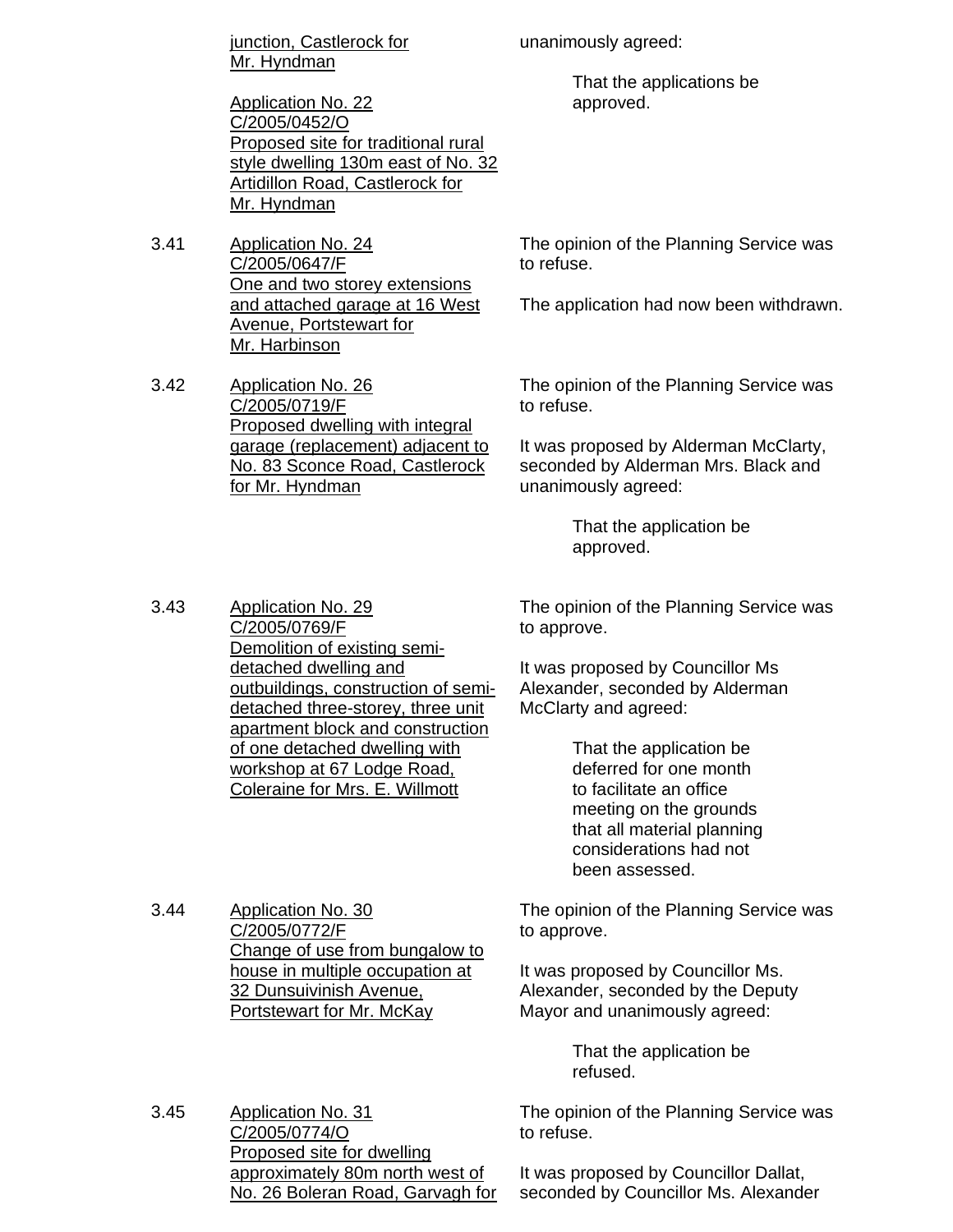junction, Castlerock for Mr. Hyndman

Application No. 22
C/2005/0452/O
Proposed site for traditional rural style dwelling 130m east of No. 32 Artidillon Road, Castlerock for Mr. Hyndman

unanimously agreed:

> That the applications be approved.

**3.41** Application No. 24
C/2005/0647/F
One and two storey extensions and attached garage at 16 West Avenue, Portstewart for Mr. Harbinson

The opinion of the Planning Service was to refuse.

The application had now been withdrawn.

**3.42** Application No. 26
C/2005/0719/F
Proposed dwelling with integral garage (replacement) adjacent to No. 83 Sconce Road, Castlerock for Mr. Hyndman

The opinion of the Planning Service was to refuse.

It was proposed by Alderman McClarty, seconded by Alderman Mrs. Black and unanimously agreed:

> That the application be approved.

**3.43** Application No. 29
C/2005/0769/F
Demolition of existing semi-detached dwelling and outbuildings, construction of semi-detached three-storey, three unit apartment block and construction of one detached dwelling with workshop at 67 Lodge Road, Coleraine for Mrs. E. Willmott

The opinion of the Planning Service was to approve.

It was proposed by Councillor Ms Alexander, seconded by Alderman McClarty and agreed:

> That the application be deferred for one month to facilitate an office meeting on the grounds that all material planning considerations had not been assessed.

**3.44** Application No. 30
C/2005/0772/F
Change of use from bungalow to house in multiple occupation at 32 Dunsuivinish Avenue, Portstewart for Mr. McKay

The opinion of the Planning Service was to approve.

It was proposed by Councillor Ms. Alexander, seconded by the Deputy Mayor and unanimously agreed:

> That the application be refused.

**3.45** Application No. 31
C/2005/0774/O
Proposed site for dwelling approximately 80m north west of No. 26 Boleran Road, Garvagh for

The opinion of the Planning Service was to refuse.

It was proposed by Councillor Dallat, seconded by Councillor Ms. Alexander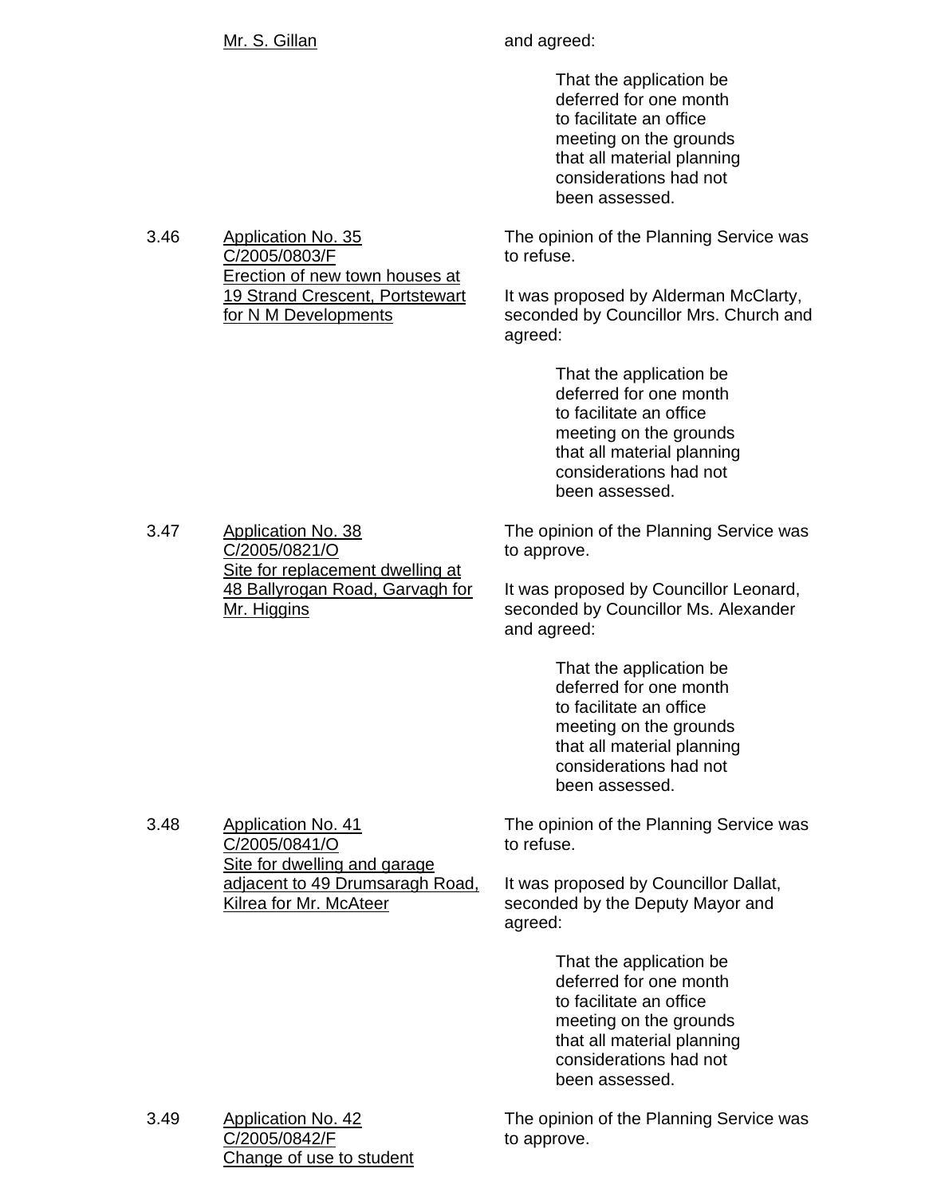Mr. S. Gillan and agreed:

> That the application be deferred for one month to facilitate an office meeting on the grounds that all material planning considerations had not been assessed.

3.46 Application No. 35
C/2005/0803/F
Erection of new town houses at 19 Strand Crescent, Portstewart for N M Developments

The opinion of the Planning Service was to refuse.

It was proposed by Alderman McClarty, seconded by Councillor Mrs. Church and agreed:

> That the application be deferred for one month to facilitate an office meeting on the grounds that all material planning considerations had not been assessed.

3.47 Application No. 38
C/2005/0821/O
Site for replacement dwelling at 48 Ballyrogan Road, Garvagh for Mr. Higgins

The opinion of the Planning Service was to approve.

It was proposed by Councillor Leonard, seconded by Councillor Ms. Alexander and agreed:

> That the application be deferred for one month to facilitate an office meeting on the grounds that all material planning considerations had not been assessed.

3.48 Application No. 41
C/2005/0841/O
Site for dwelling and garage adjacent to 49 Drumsaragh Road, Kilrea for Mr. McAteer

The opinion of the Planning Service was to refuse.

It was proposed by Councillor Dallat, seconded by the Deputy Mayor and agreed:

> That the application be deferred for one month to facilitate an office meeting on the grounds that all material planning considerations had not been assessed.

3.49 Application No. 42
C/2005/0842/F
Change of use to student

The opinion of the Planning Service was to approve.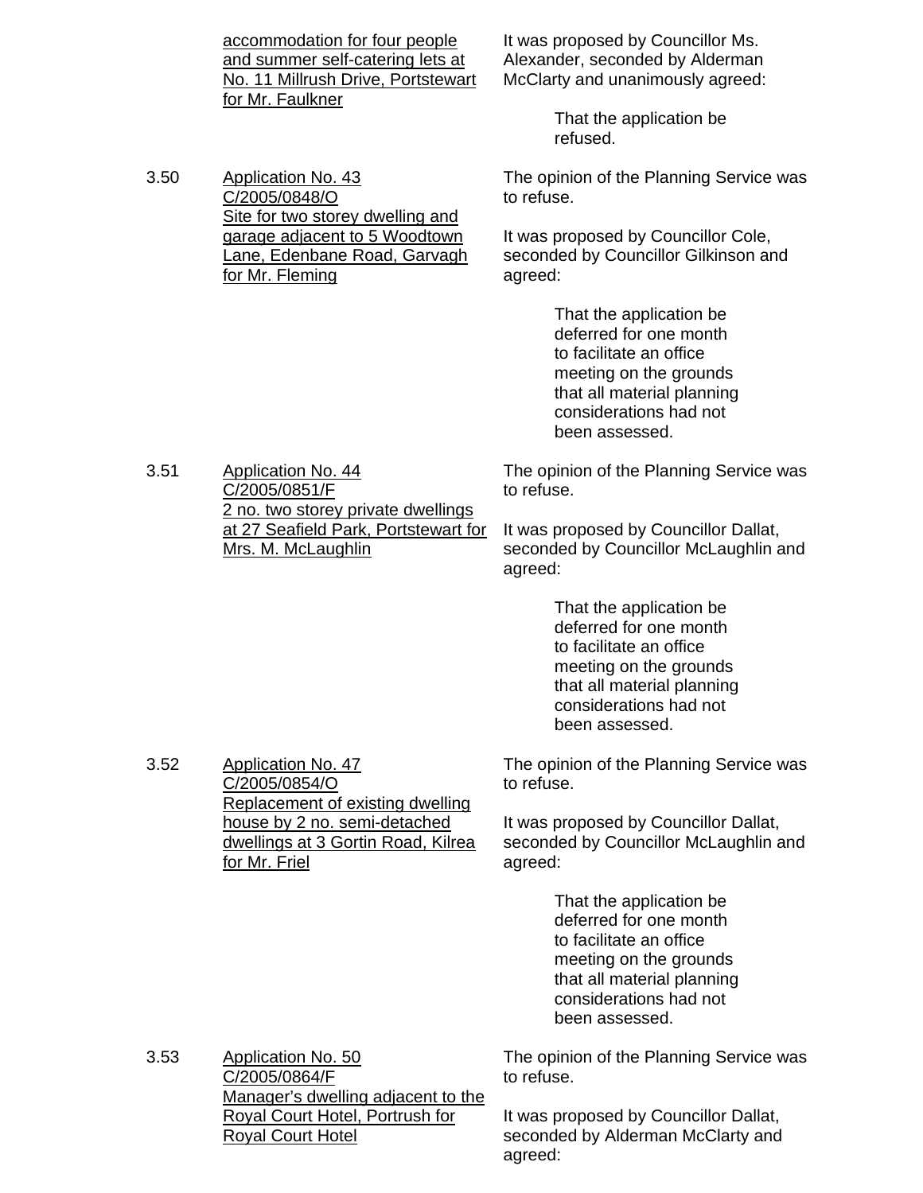accommodation for four people and summer self-catering lets at No. 11 Millrush Drive, Portstewart for Mr. Faulkner

It was proposed by Councillor Ms. Alexander, seconded by Alderman McClarty and unanimously agreed:

> That the application be refused.

3.50 Application No. 43
C/2005/0848/O
Site for two storey dwelling and garage adjacent to 5 Woodtown Lane, Edenbane Road, Garvagh for Mr. Fleming

The opinion of the Planning Service was to refuse.

It was proposed by Councillor Cole, seconded by Councillor Gilkinson and agreed:

> That the application be deferred for one month to facilitate an office meeting on the grounds that all material planning considerations had not been assessed.

3.51 Application No. 44
C/2005/0851/F
2 no. two storey private dwellings at 27 Seafield Park, Portstewart for Mrs. M. McLaughlin

The opinion of the Planning Service was to refuse.

It was proposed by Councillor Dallat, seconded by Councillor McLaughlin and agreed:

> That the application be deferred for one month to facilitate an office meeting on the grounds that all material planning considerations had not been assessed.

3.52 Application No. 47
C/2005/0854/O
Replacement of existing dwelling house by 2 no. semi-detached dwellings at 3 Gortin Road, Kilrea for Mr. Friel

The opinion of the Planning Service was to refuse.

It was proposed by Councillor Dallat, seconded by Councillor McLaughlin and agreed:

> That the application be deferred for one month to facilitate an office meeting on the grounds that all material planning considerations had not been assessed.

3.53 Application No. 50
C/2005/0864/F
Manager's dwelling adjacent to the Royal Court Hotel, Portrush for Royal Court Hotel

The opinion of the Planning Service was to refuse.

It was proposed by Councillor Dallat, seconded by Alderman McClarty and agreed: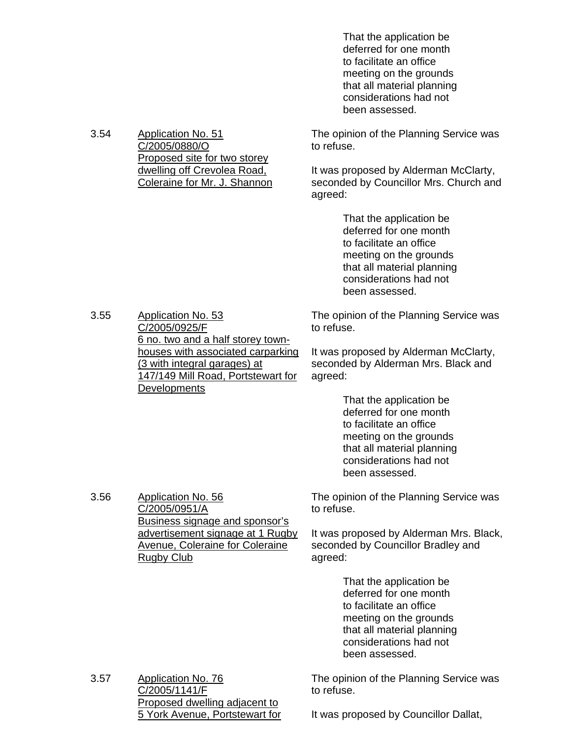That the application be deferred for one month to facilitate an office meeting on the grounds that all material planning considerations had not been assessed.

3.54 Application No. 51
C/2005/0880/O
Proposed site for two storey dwelling off Crevolea Road, Coleraine for Mr. J. Shannon

The opinion of the Planning Service was to refuse.

It was proposed by Alderman McClarty, seconded by Councillor Mrs. Church and agreed:

> That the application be deferred for one month to facilitate an office meeting on the grounds that all material planning considerations had not been assessed.

3.55 Application No. 53
C/2005/0925/F
6 no. two and a half storey town-houses with associated carparking (3 with integral garages) at 147/149 Mill Road, Portstewart for Developments

The opinion of the Planning Service was to refuse.

It was proposed by Alderman McClarty, seconded by Alderman Mrs. Black and agreed:

> That the application be deferred for one month to facilitate an office meeting on the grounds that all material planning considerations had not been assessed.

3.56 Application No. 56
C/2005/0951/A
Business signage and sponsor's advertisement signage at 1 Rugby Avenue, Coleraine for Coleraine Rugby Club

The opinion of the Planning Service was to refuse.

It was proposed by Alderman Mrs. Black, seconded by Councillor Bradley and agreed:

> That the application be deferred for one month to facilitate an office meeting on the grounds that all material planning considerations had not been assessed.

3.57 Application No. 76
C/2005/1141/F
Proposed dwelling adjacent to 5 York Avenue, Portstewart for

The opinion of the Planning Service was to refuse.

It was proposed by Councillor Dallat,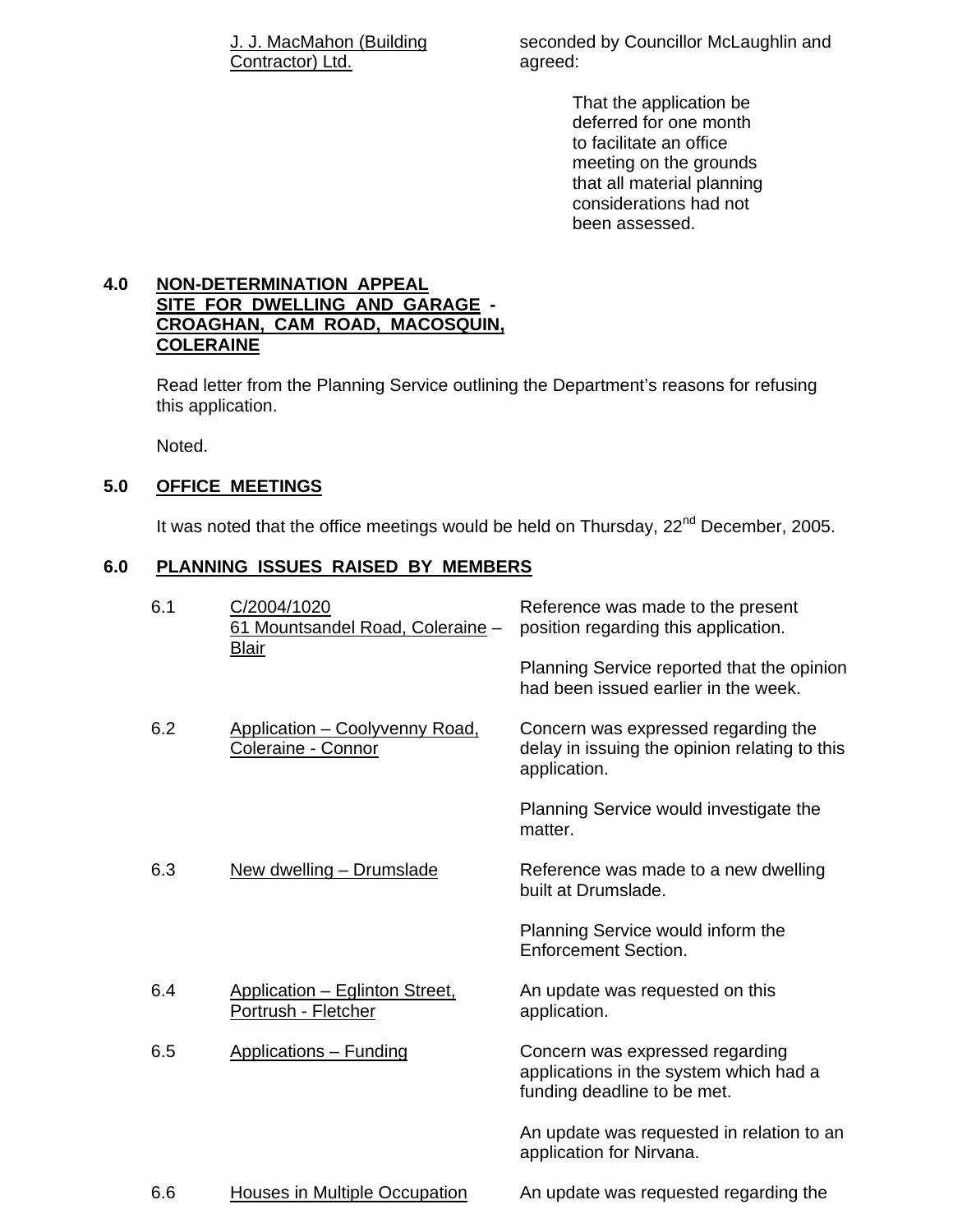| J. J. MacMahon (Building Contractor) Ltd. | seconded by Councillor McLaughlin and agreed: |
|---|---|
| | That the application be deferred for one month to facilitate an office meeting on the grounds that all material planning considerations had not been assessed. |

**4.0 NON-DETERMINATION APPEAL SITE FOR DWELLING AND GARAGE - CROAGHAN, CAM ROAD, MACOSQUIN, COLERAINE**

Read letter from the Planning Service outlining the Department's reasons for refusing this application.

Noted.

**5.0 OFFICE MEETINGS**

It was noted that the office meetings would be held on Thursday, 22nd December, 2005.

**6.0 PLANNING ISSUES RAISED BY MEMBERS**

| | | |
|---|---|---|
| 6.1 | C/2004/1020 61 Mountsandel Road, Coleraine – Blair | Reference was made to the present position regarding this application.<br><br>Planning Service reported that the opinion had been issued earlier in the week. |
| 6.2 | Application – Coolyvenny Road, Coleraine - Connor | Concern was expressed regarding the delay in issuing the opinion relating to this application.<br><br>Planning Service would investigate the matter. |
| 6.3 | New dwelling – Drumslade | Reference was made to a new dwelling built at Drumslade.<br><br>Planning Service would inform the Enforcement Section. |
| 6.4 | Application – Eglinton Street, Portrush - Fletcher | An update was requested on this application. |
| 6.5 | Applications – Funding | Concern was expressed regarding applications in the system which had a funding deadline to be met.<br><br>An update was requested in relation to an application for Nirvana. |
| 6.6 | Houses in Multiple Occupation | An update was requested regarding the |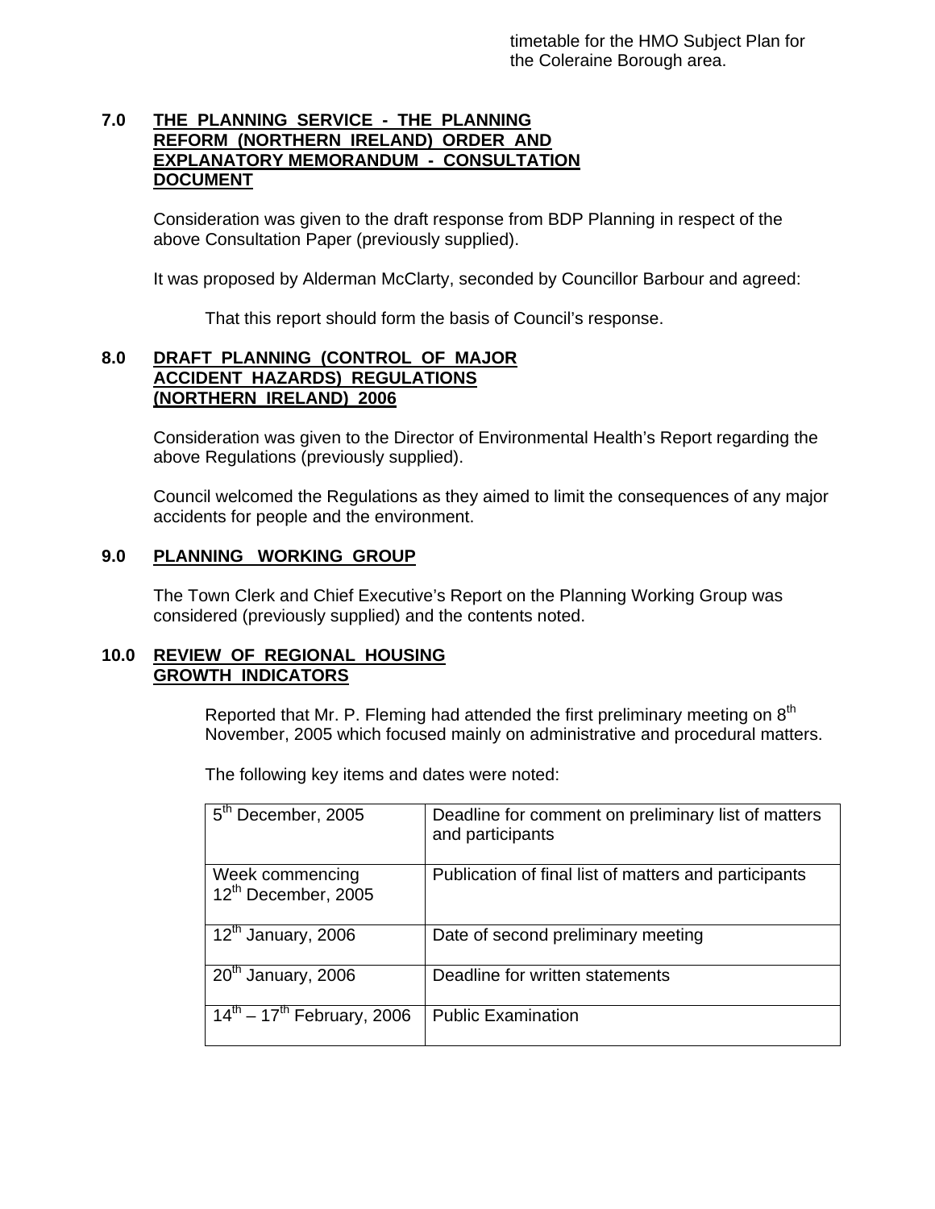timetable for the HMO Subject Plan for the Coleraine Borough area.

## 7.0 THE PLANNING SERVICE - THE PLANNING REFORM (NORTHERN IRELAND) ORDER AND EXPLANATORY MEMORANDUM - CONSULTATION DOCUMENT

Consideration was given to the draft response from BDP Planning in respect of the above Consultation Paper (previously supplied).

It was proposed by Alderman McClarty, seconded by Councillor Barbour and agreed:

That this report should form the basis of Council's response.

## 8.0 DRAFT PLANNING (CONTROL OF MAJOR ACCIDENT HAZARDS) REGULATIONS (NORTHERN IRELAND) 2006

Consideration was given to the Director of Environmental Health's Report regarding the above Regulations (previously supplied).

Council welcomed the Regulations as they aimed to limit the consequences of any major accidents for people and the environment.

## 9.0 PLANNING WORKING GROUP

The Town Clerk and Chief Executive's Report on the Planning Working Group was considered (previously supplied) and the contents noted.

## 10.0 REVIEW OF REGIONAL HOUSING GROWTH INDICATORS

Reported that Mr. P. Fleming had attended the first preliminary meeting on 8th November, 2005 which focused mainly on administrative and procedural matters.

The following key items and dates were noted:

| | |
|---|---|
| 5th December, 2005 | Deadline for comment on preliminary list of matters and participants |
| Week commencing 12th December, 2005 | Publication of final list of matters and participants |
| 12th January, 2006 | Date of second preliminary meeting |
| 20th January, 2006 | Deadline for written statements |
| 14th – 17th February, 2006 | Public Examination |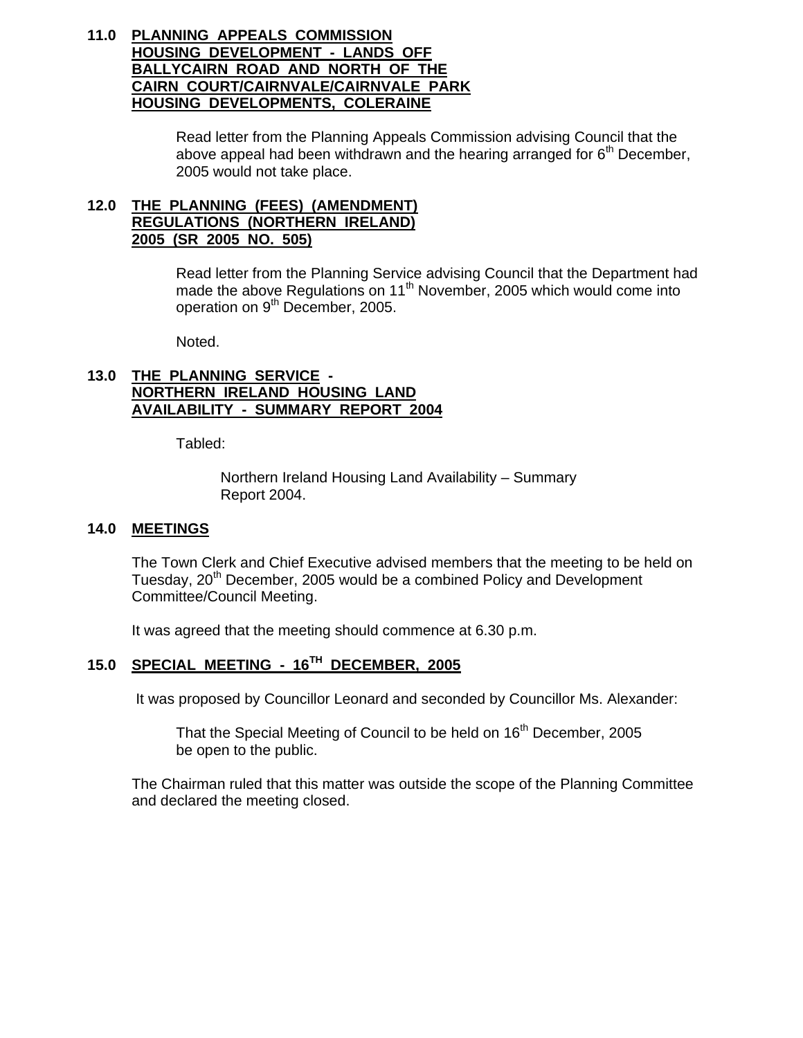## 11.0 PLANNING APPEALS COMMISSION HOUSING DEVELOPMENT - LANDS OFF BALLYCAIRN ROAD AND NORTH OF THE CAIRN COURT/CAIRNVALE/CAIRNVALE PARK HOUSING DEVELOPMENTS, COLERAINE

Read letter from the Planning Appeals Commission advising Council that the above appeal had been withdrawn and the hearing arranged for 6th December, 2005 would not take place.

## 12.0 THE PLANNING (FEES) (AMENDMENT) REGULATIONS (NORTHERN IRELAND) 2005 (SR 2005 NO. 505)

Read letter from the Planning Service advising Council that the Department had made the above Regulations on 11th November, 2005 which would come into operation on 9th December, 2005.

Noted.

## 13.0 THE PLANNING SERVICE - NORTHERN IRELAND HOUSING LAND AVAILABILITY - SUMMARY REPORT 2004

Tabled:

Northern Ireland Housing Land Availability – Summary Report 2004.

## 14.0 MEETINGS

The Town Clerk and Chief Executive advised members that the meeting to be held on Tuesday, 20th December, 2005 would be a combined Policy and Development Committee/Council Meeting.

It was agreed that the meeting should commence at 6.30 p.m.

## 15.0 SPECIAL MEETING - 16TH DECEMBER, 2005

It was proposed by Councillor Leonard and seconded by Councillor Ms. Alexander:

That the Special Meeting of Council to be held on 16th December, 2005 be open to the public.

The Chairman ruled that this matter was outside the scope of the Planning Committee and declared the meeting closed.